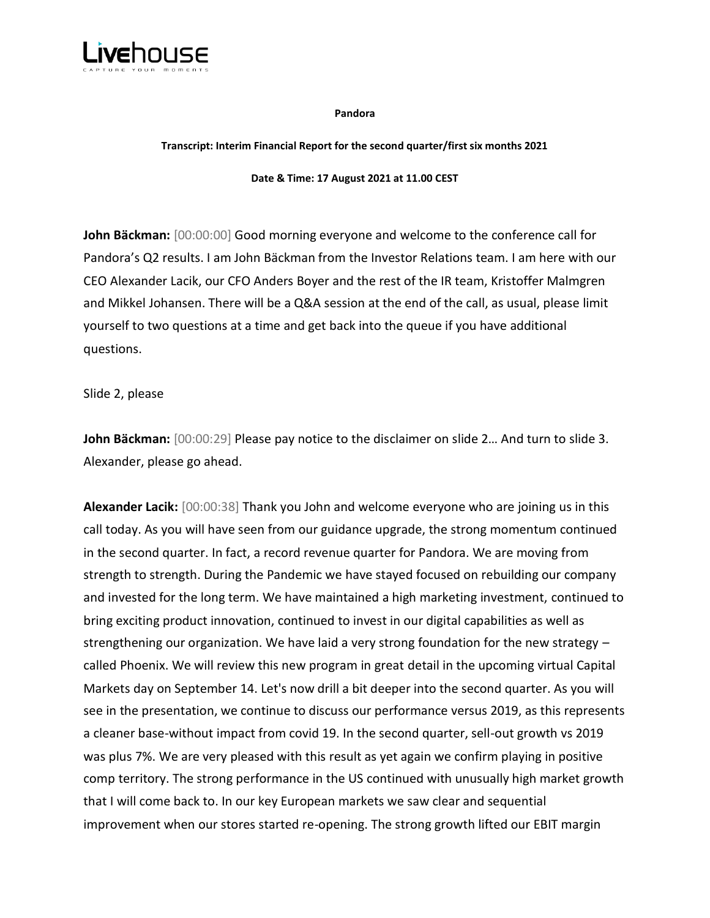**Pandora**

**Transcript: Interim Financial Report for the second quarter/first six months 2021**

**Date & Time: 17 August 2021 at 11.00 CEST**

**John Bäckman:** [00:00:00] Good morning everyone and welcome to the conference call for Pandora's Q2 results. I am John Bäckman from the Investor Relations team. I am here with our CEO Alexander Lacik, our CFO Anders Boyer and the rest of the IR team, Kristoffer Malmgren and Mikkel Johansen. There will be a Q&A session at the end of the call, as usual, please limit yourself to two questions at a time and get back into the queue if you have additional questions.

Slide 2, please

**John Bäckman:** [00:00:29] Please pay notice to the disclaimer on slide 2… And turn to slide 3. Alexander, please go ahead.

**Alexander Lacik:** [00:00:38] Thank you John and welcome everyone who are joining us in this call today. As you will have seen from our guidance upgrade, the strong momentum continued in the second quarter. In fact, a record revenue quarter for Pandora. We are moving from strength to strength. During the Pandemic we have stayed focused on rebuilding our company and invested for the long term. We have maintained a high marketing investment, continued to bring exciting product innovation, continued to invest in our digital capabilities as well as strengthening our organization. We have laid a very strong foundation for the new strategy – called Phoenix. We will review this new program in great detail in the upcoming virtual Capital Markets day on September 14. Let's now drill a bit deeper into the second quarter. As you will see in the presentation, we continue to discuss our performance versus 2019, as this represents a cleaner base-without impact from covid 19. In the second quarter, sell-out growth vs 2019 was plus 7%. We are very pleased with this result as yet again we confirm playing in positive comp territory. The strong performance in the US continued with unusually high market growth that I will come back to. In our key European markets we saw clear and sequential improvement when our stores started re-opening. The strong growth lifted our EBIT margin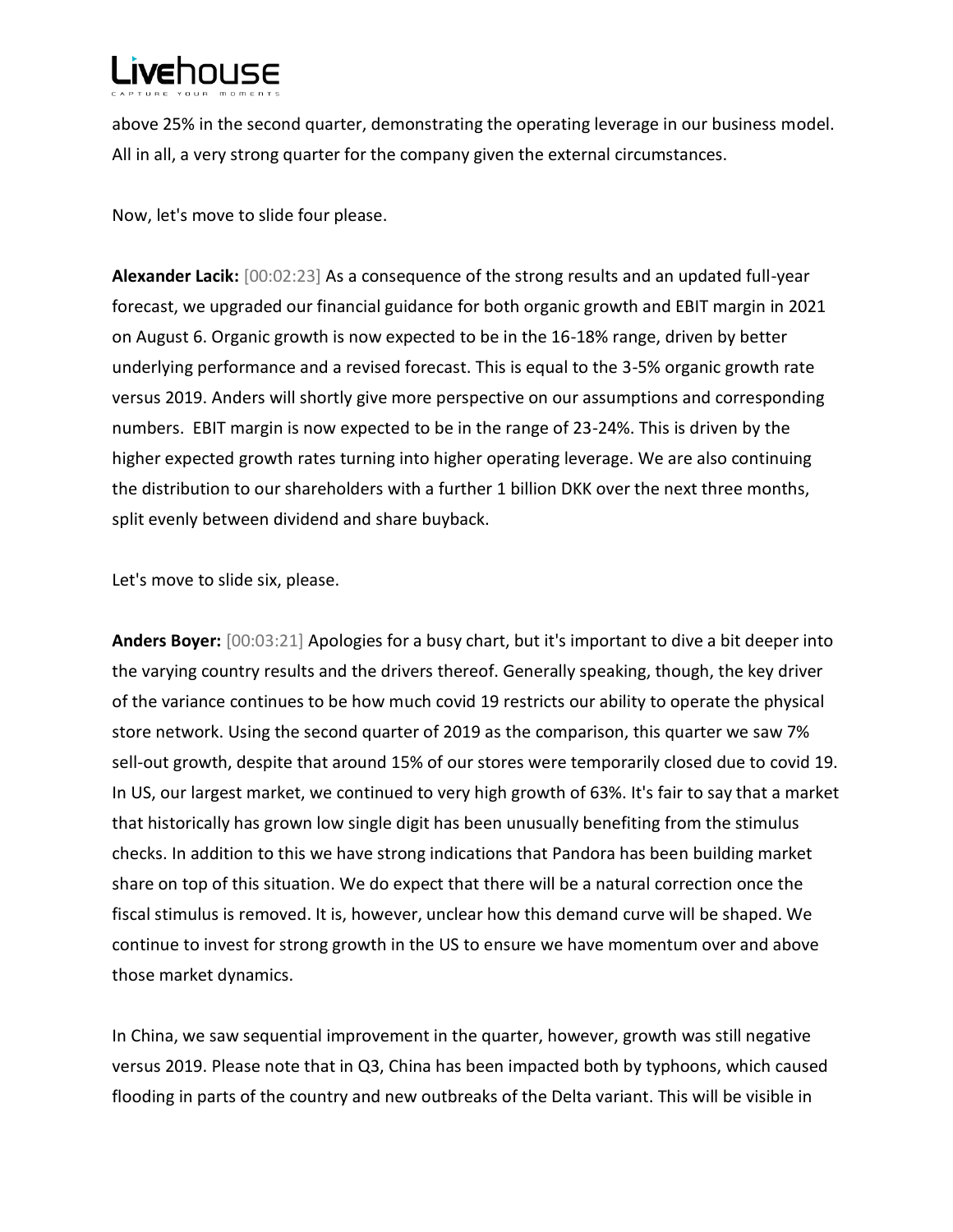above 25% in the second quarter, demonstrating the operating leverage in our business model. All in all, a very strong quarter for the company given the external circumstances.

Now, let's move to slide four please.

**Alexander Lacik:** [00:02:23] As a consequence of the strong results and an updated full-year forecast, we upgraded our financial guidance for both organic growth and EBIT margin in 2021 on August 6. Organic growth is now expected to be in the 16-18% range, driven by better underlying performance and a revised forecast. This is equal to the 3-5% organic growth rate versus 2019. Anders will shortly give more perspective on our assumptions and corresponding numbers. EBIT margin is now expected to be in the range of 23-24%. This is driven by the higher expected growth rates turning into higher operating leverage. We are also continuing the distribution to our shareholders with a further 1 billion DKK over the next three months, split evenly between dividend and share buyback.

Let's move to slide six, please.

**Anders Boyer:** [00:03:21] Apologies for a busy chart, but it's important to dive a bit deeper into the varying country results and the drivers thereof. Generally speaking, though, the key driver of the variance continues to be how much covid 19 restricts our ability to operate the physical store network. Using the second quarter of 2019 as the comparison, this quarter we saw 7% sell-out growth, despite that around 15% of our stores were temporarily closed due to covid 19. In US, our largest market, we continued to very high growth of 63%. It's fair to say that a market that historically has grown low single digit has been unusually benefiting from the stimulus checks. In addition to this we have strong indications that Pandora has been building market share on top of this situation. We do expect that there will be a natural correction once the fiscal stimulus is removed. It is, however, unclear how this demand curve will be shaped. We continue to invest for strong growth in the US to ensure we have momentum over and above those market dynamics.

In China, we saw sequential improvement in the quarter, however, growth was still negative versus 2019. Please note that in Q3, China has been impacted both by typhoons, which caused flooding in parts of the country and new outbreaks of the Delta variant. This will be visible in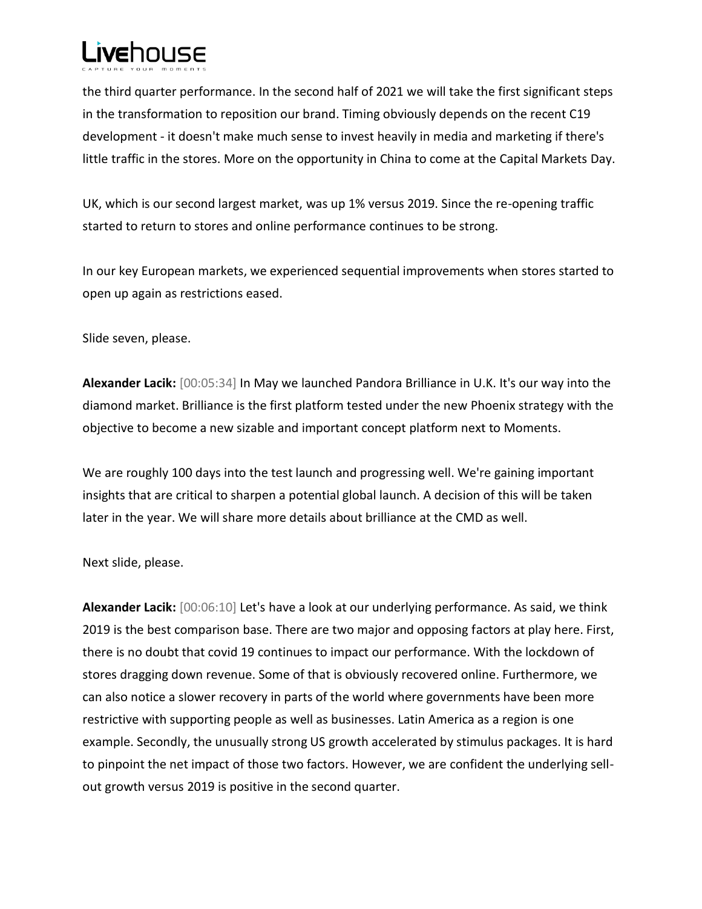the third quarter performance. In the second half of 2021 we will take the first significant steps in the transformation to reposition our brand. Timing obviously depends on the recent C19 development - it doesn't make much sense to invest heavily in media and marketing if there's little traffic in the stores. More on the opportunity in China to come at the Capital Markets Day.

UK, which is our second largest market, was up 1% versus 2019. Since the re-opening traffic started to return to stores and online performance continues to be strong.

In our key European markets, we experienced sequential improvements when stores started to open up again as restrictions eased.

Slide seven, please.

**Alexander Lacik:** [00:05:34] In May we launched Pandora Brilliance in U.K. It's our way into the diamond market. Brilliance is the first platform tested under the new Phoenix strategy with the objective to become a new sizable and important concept platform next to Moments.

We are roughly 100 days into the test launch and progressing well. We're gaining important insights that are critical to sharpen a potential global launch. A decision of this will be taken later in the year. We will share more details about brilliance at the CMD as well.

Next slide, please.

**Alexander Lacik:** [00:06:10] Let's have a look at our underlying performance. As said, we think 2019 is the best comparison base. There are two major and opposing factors at play here. First, there is no doubt that covid 19 continues to impact our performance. With the lockdown of stores dragging down revenue. Some of that is obviously recovered online. Furthermore, we can also notice a slower recovery in parts of the world where governments have been more restrictive with supporting people as well as businesses. Latin America as a region is one example. Secondly, the unusually strong US growth accelerated by stimulus packages. It is hard to pinpoint the net impact of those two factors. However, we are confident the underlying sell-out growth versus 2019 is positive in the second quarter.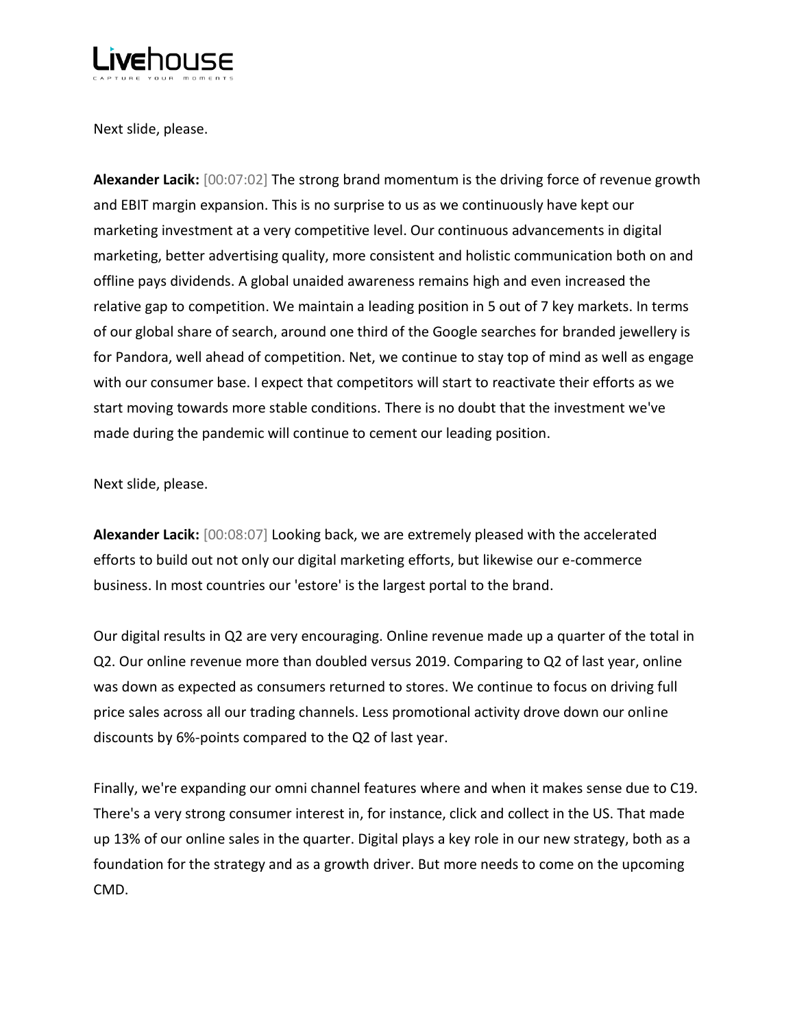Next slide, please.

**Alexander Lacik:** [00:07:02] The strong brand momentum is the driving force of revenue growth and EBIT margin expansion. This is no surprise to us as we continuously have kept our marketing investment at a very competitive level. Our continuous advancements in digital marketing, better advertising quality, more consistent and holistic communication both on and offline pays dividends. A global unaided awareness remains high and even increased the relative gap to competition. We maintain a leading position in 5 out of 7 key markets. In terms of our global share of search, around one third of the Google searches for branded jewellery is for Pandora, well ahead of competition. Net, we continue to stay top of mind as well as engage with our consumer base. I expect that competitors will start to reactivate their efforts as we start moving towards more stable conditions. There is no doubt that the investment we've made during the pandemic will continue to cement our leading position.

Next slide, please.

**Alexander Lacik:** [00:08:07] Looking back, we are extremely pleased with the accelerated efforts to build out not only our digital marketing efforts, but likewise our e-commerce business. In most countries our 'estore' is the largest portal to the brand.

Our digital results in Q2 are very encouraging. Online revenue made up a quarter of the total in Q2. Our online revenue more than doubled versus 2019. Comparing to Q2 of last year, online was down as expected as consumers returned to stores. We continue to focus on driving full price sales across all our trading channels. Less promotional activity drove down our online discounts by 6%-points compared to the Q2 of last year.

Finally, we're expanding our omni channel features where and when it makes sense due to C19. There's a very strong consumer interest in, for instance, click and collect in the US. That made up 13% of our online sales in the quarter. Digital plays a key role in our new strategy, both as a foundation for the strategy and as a growth driver. But more needs to come on the upcoming CMD.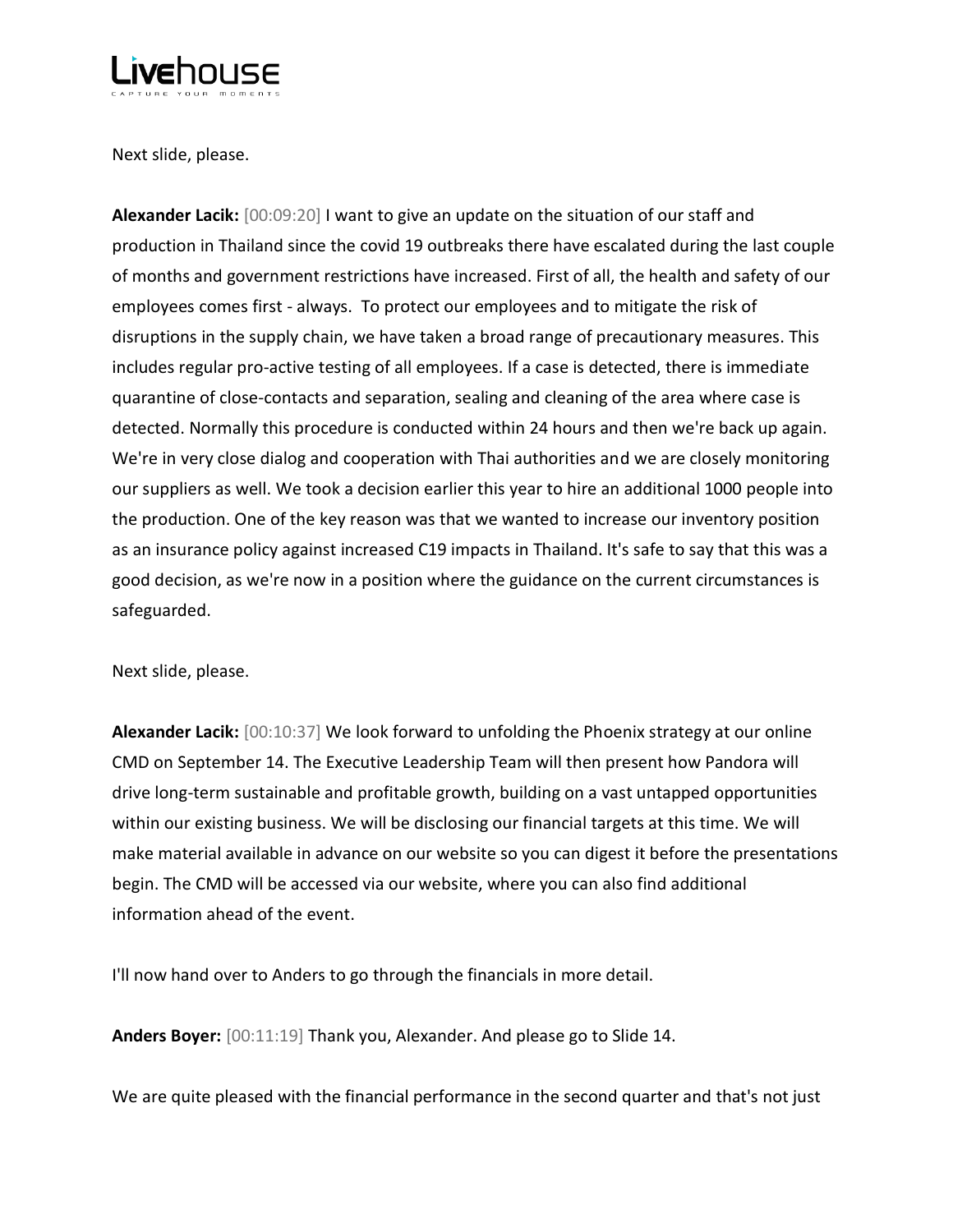Next slide, please.

**Alexander Lacik:** [00:09:20] I want to give an update on the situation of our staff and production in Thailand since the covid 19 outbreaks there have escalated during the last couple of months and government restrictions have increased. First of all, the health and safety of our employees comes first - always. To protect our employees and to mitigate the risk of disruptions in the supply chain, we have taken a broad range of precautionary measures. This includes regular pro-active testing of all employees. If a case is detected, there is immediate quarantine of close-contacts and separation, sealing and cleaning of the area where case is detected. Normally this procedure is conducted within 24 hours and then we're back up again. We're in very close dialog and cooperation with Thai authorities and we are closely monitoring our suppliers as well. We took a decision earlier this year to hire an additional 1000 people into the production. One of the key reason was that we wanted to increase our inventory position as an insurance policy against increased C19 impacts in Thailand. It's safe to say that this was a good decision, as we're now in a position where the guidance on the current circumstances is safeguarded.

Next slide, please.

**Alexander Lacik:** [00:10:37] We look forward to unfolding the Phoenix strategy at our online CMD on September 14. The Executive Leadership Team will then present how Pandora will drive long-term sustainable and profitable growth, building on a vast untapped opportunities within our existing business. We will be disclosing our financial targets at this time. We will make material available in advance on our website so you can digest it before the presentations begin. The CMD will be accessed via our website, where you can also find additional information ahead of the event.

I'll now hand over to Anders to go through the financials in more detail.

**Anders Boyer:** [00:11:19] Thank you, Alexander. And please go to Slide 14.

We are quite pleased with the financial performance in the second quarter and that's not just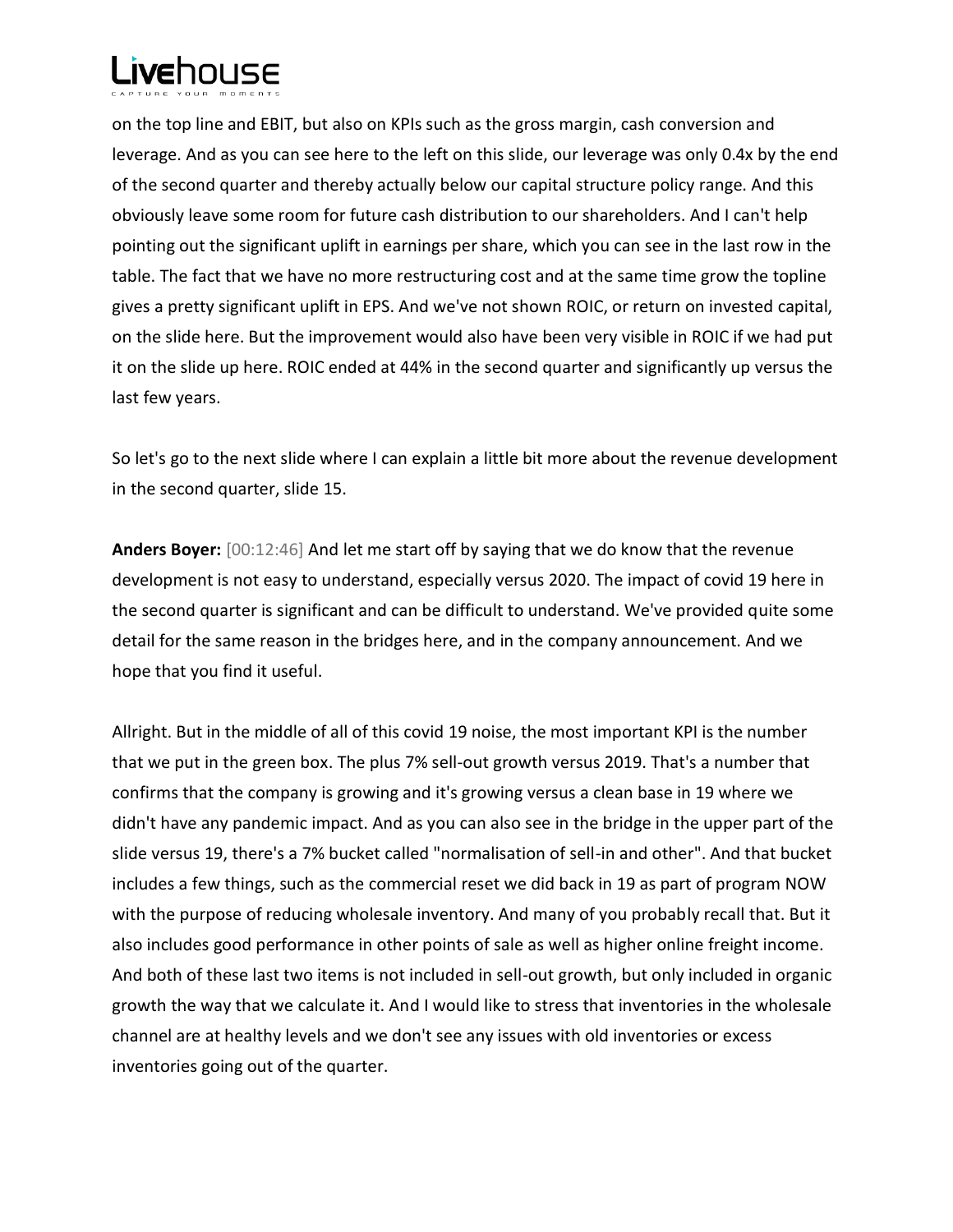on the top line and EBIT, but also on KPIs such as the gross margin, cash conversion and leverage. And as you can see here to the left on this slide, our leverage was only 0.4x by the end of the second quarter and thereby actually below our capital structure policy range. And this obviously leave some room for future cash distribution to our shareholders. And I can't help pointing out the significant uplift in earnings per share, which you can see in the last row in the table. The fact that we have no more restructuring cost and at the same time grow the topline gives a pretty significant uplift in EPS. And we've not shown ROIC, or return on invested capital, on the slide here. But the improvement would also have been very visible in ROIC if we had put it on the slide up here. ROIC ended at 44% in the second quarter and significantly up versus the last few years.

So let's go to the next slide where I can explain a little bit more about the revenue development in the second quarter, slide 15.

**Anders Boyer:** [00:12:46] And let me start off by saying that we do know that the revenue development is not easy to understand, especially versus 2020. The impact of covid 19 here in the second quarter is significant and can be difficult to understand. We've provided quite some detail for the same reason in the bridges here, and in the company announcement. And we hope that you find it useful.

Allright. But in the middle of all of this covid 19 noise, the most important KPI is the number that we put in the green box. The plus 7% sell-out growth versus 2019. That's a number that confirms that the company is growing and it's growing versus a clean base in 19 where we didn't have any pandemic impact. And as you can also see in the bridge in the upper part of the slide versus 19, there's a 7% bucket called "normalisation of sell-in and other". And that bucket includes a few things, such as the commercial reset we did back in 19 as part of program NOW with the purpose of reducing wholesale inventory. And many of you probably recall that. But it also includes good performance in other points of sale as well as higher online freight income. And both of these last two items is not included in sell-out growth, but only included in organic growth the way that we calculate it. And I would like to stress that inventories in the wholesale channel are at healthy levels and we don't see any issues with old inventories or excess inventories going out of the quarter.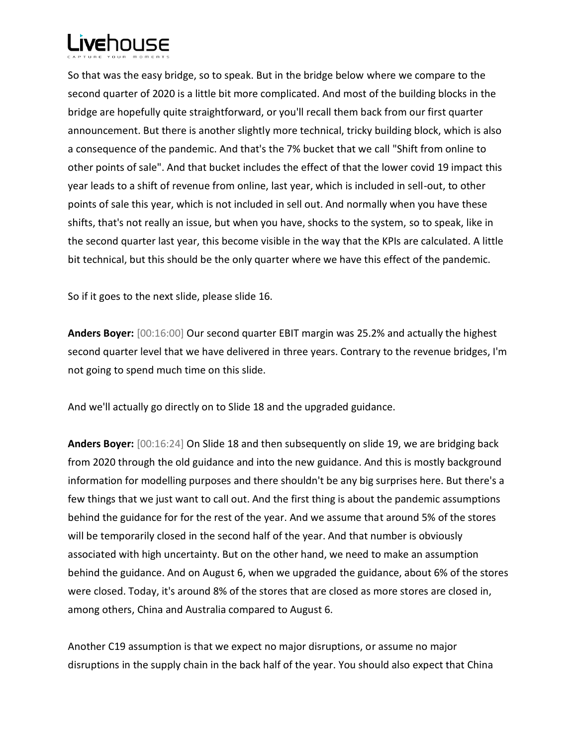So that was the easy bridge, so to speak. But in the bridge below where we compare to the second quarter of 2020 is a little bit more complicated. And most of the building blocks in the bridge are hopefully quite straightforward, or you'll recall them back from our first quarter announcement. But there is another slightly more technical, tricky building block, which is also a consequence of the pandemic. And that's the 7% bucket that we call "Shift from online to other points of sale". And that bucket includes the effect of that the lower covid 19 impact this year leads to a shift of revenue from online, last year, which is included in sell-out, to other points of sale this year, which is not included in sell out. And normally when you have these shifts, that's not really an issue, but when you have, shocks to the system, so to speak, like in the second quarter last year, this become visible in the way that the KPIs are calculated. A little bit technical, but this should be the only quarter where we have this effect of the pandemic.

So if it goes to the next slide, please slide 16.

**Anders Boyer:** [00:16:00] Our second quarter EBIT margin was 25.2% and actually the highest second quarter level that we have delivered in three years. Contrary to the revenue bridges, I'm not going to spend much time on this slide.

And we'll actually go directly on to Slide 18 and the upgraded guidance.

**Anders Boyer:** [00:16:24] On Slide 18 and then subsequently on slide 19, we are bridging back from 2020 through the old guidance and into the new guidance. And this is mostly background information for modelling purposes and there shouldn't be any big surprises here. But there's a few things that we just want to call out. And the first thing is about the pandemic assumptions behind the guidance for for the rest of the year. And we assume that around 5% of the stores will be temporarily closed in the second half of the year. And that number is obviously associated with high uncertainty. But on the other hand, we need to make an assumption behind the guidance. And on August 6, when we upgraded the guidance, about 6% of the stores were closed. Today, it's around 8% of the stores that are closed as more stores are closed in, among others, China and Australia compared to August 6.

Another C19 assumption is that we expect no major disruptions, or assume no major disruptions in the supply chain in the back half of the year. You should also expect that China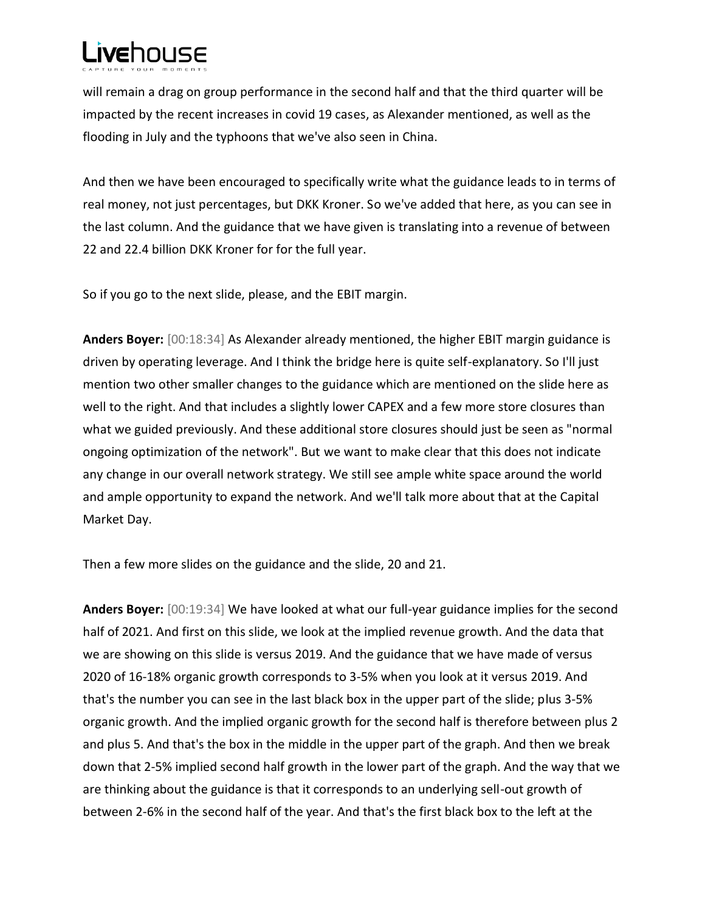will remain a drag on group performance in the second half and that the third quarter will be impacted by the recent increases in covid 19 cases, as Alexander mentioned, as well as the flooding in July and the typhoons that we've also seen in China.

And then we have been encouraged to specifically write what the guidance leads to in terms of real money, not just percentages, but DKK Kroner. So we've added that here, as you can see in the last column. And the guidance that we have given is translating into a revenue of between 22 and 22.4 billion DKK Kroner for for the full year.

So if you go to the next slide, please, and the EBIT margin.

**Anders Boyer:** [00:18:34] As Alexander already mentioned, the higher EBIT margin guidance is driven by operating leverage. And I think the bridge here is quite self-explanatory. So I'll just mention two other smaller changes to the guidance which are mentioned on the slide here as well to the right. And that includes a slightly lower CAPEX and a few more store closures than what we guided previously. And these additional store closures should just be seen as "normal ongoing optimization of the network". But we want to make clear that this does not indicate any change in our overall network strategy. We still see ample white space around the world and ample opportunity to expand the network. And we'll talk more about that at the Capital Market Day.

Then a few more slides on the guidance and the slide, 20 and 21.

**Anders Boyer:** [00:19:34] We have looked at what our full-year guidance implies for the second half of 2021. And first on this slide, we look at the implied revenue growth. And the data that we are showing on this slide is versus 2019. And the guidance that we have made of versus 2020 of 16-18% organic growth corresponds to 3-5% when you look at it versus 2019. And that's the number you can see in the last black box in the upper part of the slide; plus 3-5% organic growth. And the implied organic growth for the second half is therefore between plus 2 and plus 5. And that's the box in the middle in the upper part of the graph. And then we break down that 2-5% implied second half growth in the lower part of the graph. And the way that we are thinking about the guidance is that it corresponds to an underlying sell-out growth of between 2-6% in the second half of the year. And that's the first black box to the left at the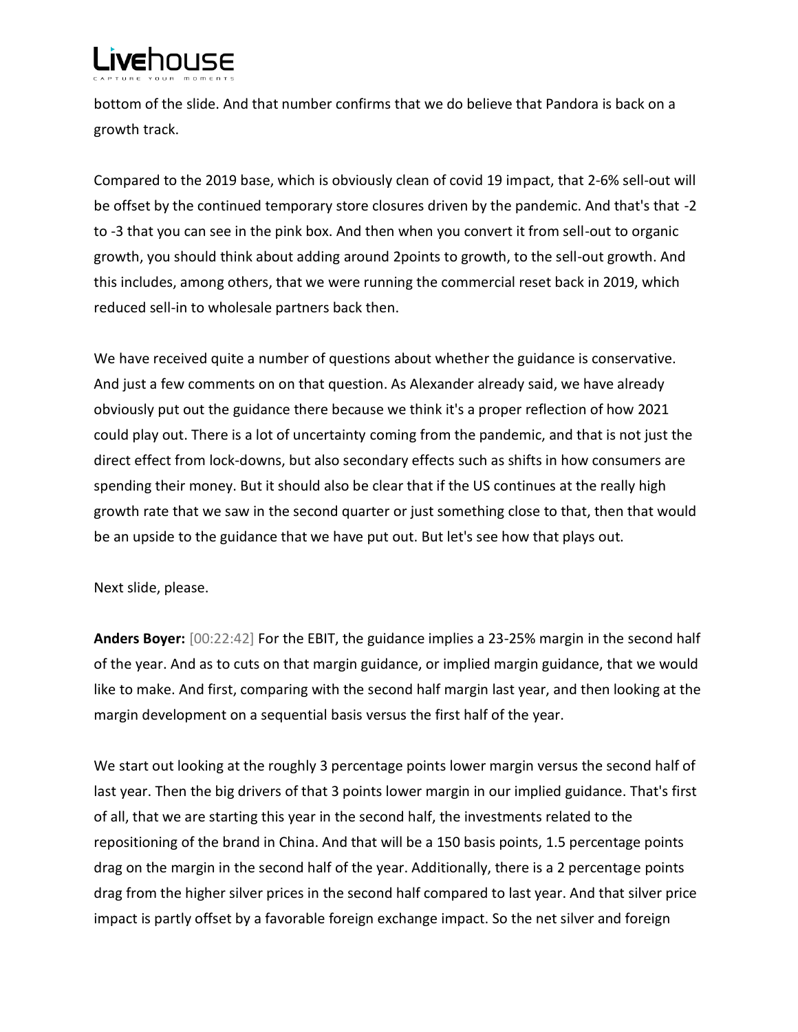bottom of the slide. And that number confirms that we do believe that Pandora is back on a growth track.

Compared to the 2019 base, which is obviously clean of covid 19 impact, that 2-6% sell-out will be offset by the continued temporary store closures driven by the pandemic. And that's that -2 to -3 that you can see in the pink box. And then when you convert it from sell-out to organic growth, you should think about adding around 2points to growth, to the sell-out growth. And this includes, among others, that we were running the commercial reset back in 2019, which reduced sell-in to wholesale partners back then.

We have received quite a number of questions about whether the guidance is conservative. And just a few comments on on that question. As Alexander already said, we have already obviously put out the guidance there because we think it's a proper reflection of how 2021 could play out. There is a lot of uncertainty coming from the pandemic, and that is not just the direct effect from lock-downs, but also secondary effects such as shifts in how consumers are spending their money. But it should also be clear that if the US continues at the really high growth rate that we saw in the second quarter or just something close to that, then that would be an upside to the guidance that we have put out. But let's see how that plays out.

Next slide, please.

**Anders Boyer:** [00:22:42] For the EBIT, the guidance implies a 23-25% margin in the second half of the year. And as to cuts on that margin guidance, or implied margin guidance, that we would like to make. And first, comparing with the second half margin last year, and then looking at the margin development on a sequential basis versus the first half of the year.

We start out looking at the roughly 3 percentage points lower margin versus the second half of last year. Then the big drivers of that 3 points lower margin in our implied guidance. That's first of all, that we are starting this year in the second half, the investments related to the repositioning of the brand in China. And that will be a 150 basis points, 1.5 percentage points drag on the margin in the second half of the year. Additionally, there is a 2 percentage points drag from the higher silver prices in the second half compared to last year. And that silver price impact is partly offset by a favorable foreign exchange impact. So the net silver and foreign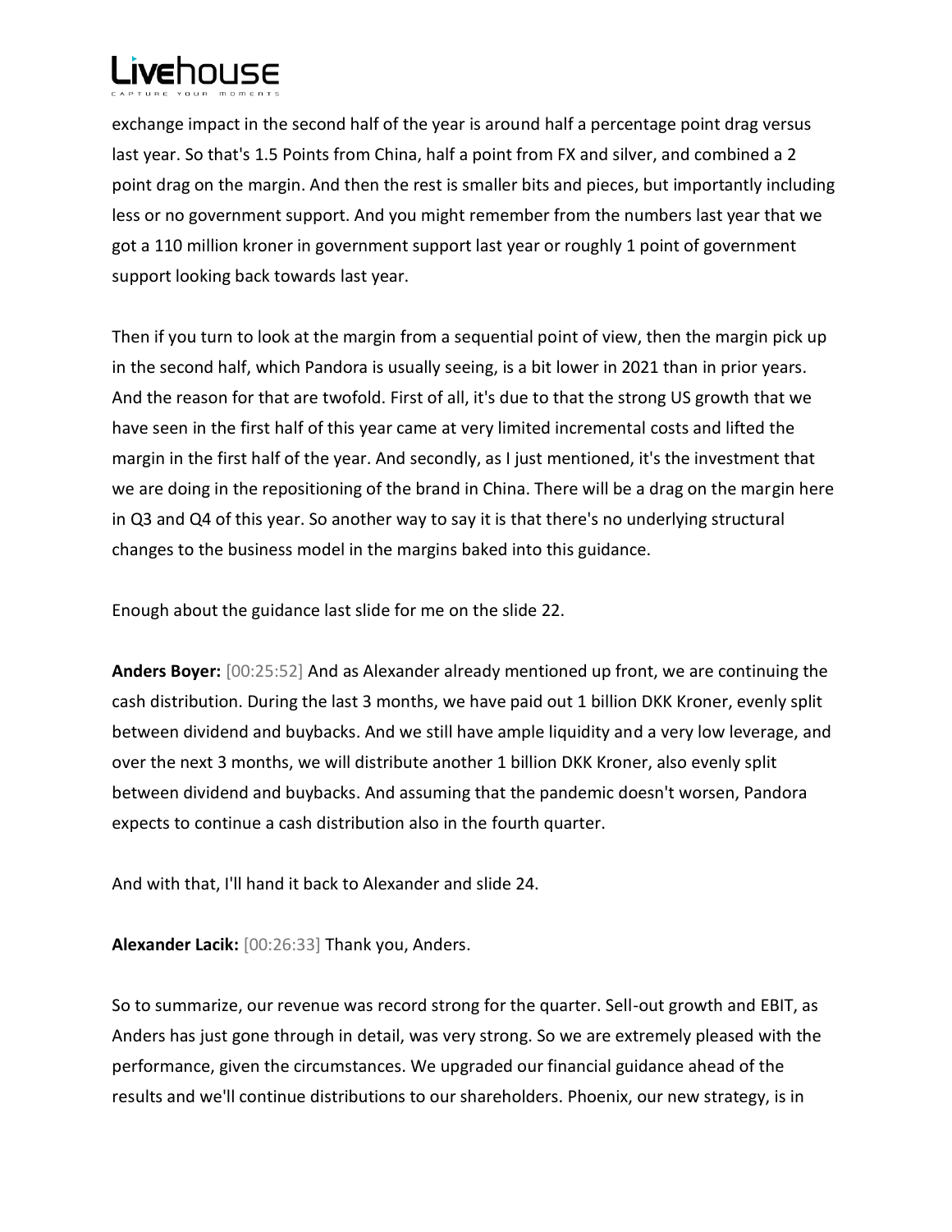exchange impact in the second half of the year is around half a percentage point drag versus last year. So that's 1.5 Points from China, half a point from FX and silver, and combined a 2 point drag on the margin. And then the rest is smaller bits and pieces, but importantly including less or no government support. And you might remember from the numbers last year that we got a 110 million kroner in government support last year or roughly 1 point of government support looking back towards last year.

Then if you turn to look at the margin from a sequential point of view, then the margin pick up in the second half, which Pandora is usually seeing, is a bit lower in 2021 than in prior years. And the reason for that are twofold. First of all, it's due to that the strong US growth that we have seen in the first half of this year came at very limited incremental costs and lifted the margin in the first half of the year. And secondly, as I just mentioned, it's the investment that we are doing in the repositioning of the brand in China. There will be a drag on the margin here in Q3 and Q4 of this year. So another way to say it is that there's no underlying structural changes to the business model in the margins baked into this guidance.

Enough about the guidance last slide for me on the slide 22.

**Anders Boyer:** [00:25:52] And as Alexander already mentioned up front, we are continuing the cash distribution. During the last 3 months, we have paid out 1 billion DKK Kroner, evenly split between dividend and buybacks. And we still have ample liquidity and a very low leverage, and over the next 3 months, we will distribute another 1 billion DKK Kroner, also evenly split between dividend and buybacks. And assuming that the pandemic doesn't worsen, Pandora expects to continue a cash distribution also in the fourth quarter.

And with that, I'll hand it back to Alexander and slide 24.

**Alexander Lacik:** [00:26:33] Thank you, Anders.

So to summarize, our revenue was record strong for the quarter. Sell-out growth and EBIT, as Anders has just gone through in detail, was very strong. So we are extremely pleased with the performance, given the circumstances. We upgraded our financial guidance ahead of the results and we'll continue distributions to our shareholders. Phoenix, our new strategy, is in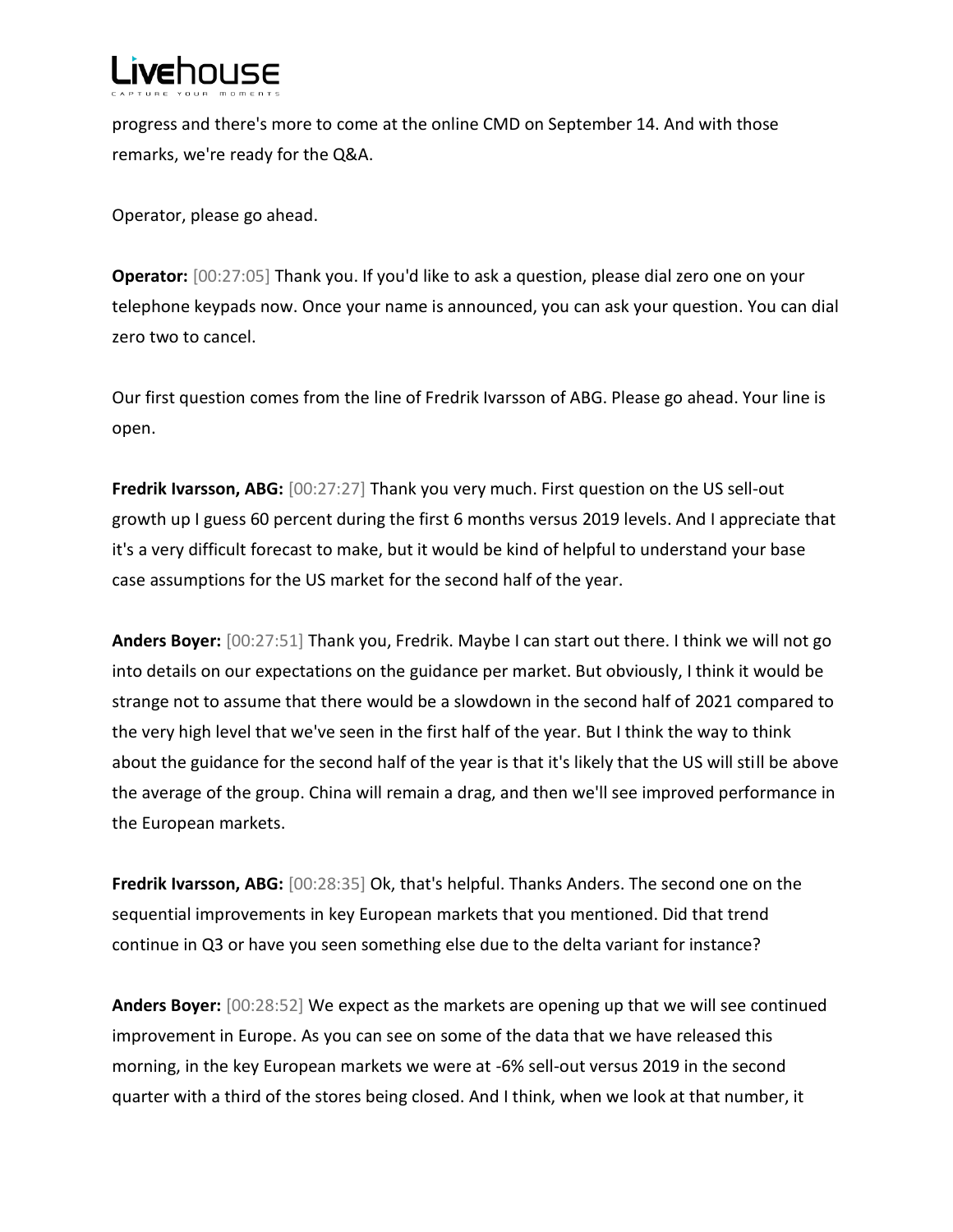progress and there's more to come at the online CMD on September 14. And with those remarks, we're ready for the Q&A.

Operator, please go ahead.

**Operator:** [00:27:05] Thank you. If you'd like to ask a question, please dial zero one on your telephone keypads now. Once your name is announced, you can ask your question. You can dial zero two to cancel.

Our first question comes from the line of Fredrik Ivarsson of ABG. Please go ahead. Your line is open.

**Fredrik Ivarsson, ABG:** [00:27:27] Thank you very much. First question on the US sell-out growth up I guess 60 percent during the first 6 months versus 2019 levels. And I appreciate that it's a very difficult forecast to make, but it would be kind of helpful to understand your base case assumptions for the US market for the second half of the year.

**Anders Boyer:** [00:27:51] Thank you, Fredrik. Maybe I can start out there. I think we will not go into details on our expectations on the guidance per market. But obviously, I think it would be strange not to assume that there would be a slowdown in the second half of 2021 compared to the very high level that we've seen in the first half of the year. But I think the way to think about the guidance for the second half of the year is that it's likely that the US will still be above the average of the group. China will remain a drag, and then we'll see improved performance in the European markets.

**Fredrik Ivarsson, ABG:** [00:28:35] Ok, that's helpful. Thanks Anders. The second one on the sequential improvements in key European markets that you mentioned. Did that trend continue in Q3 or have you seen something else due to the delta variant for instance?

**Anders Boyer:** [00:28:52] We expect as the markets are opening up that we will see continued improvement in Europe. As you can see on some of the data that we have released this morning, in the key European markets we were at -6% sell-out versus 2019 in the second quarter with a third of the stores being closed. And I think, when we look at that number, it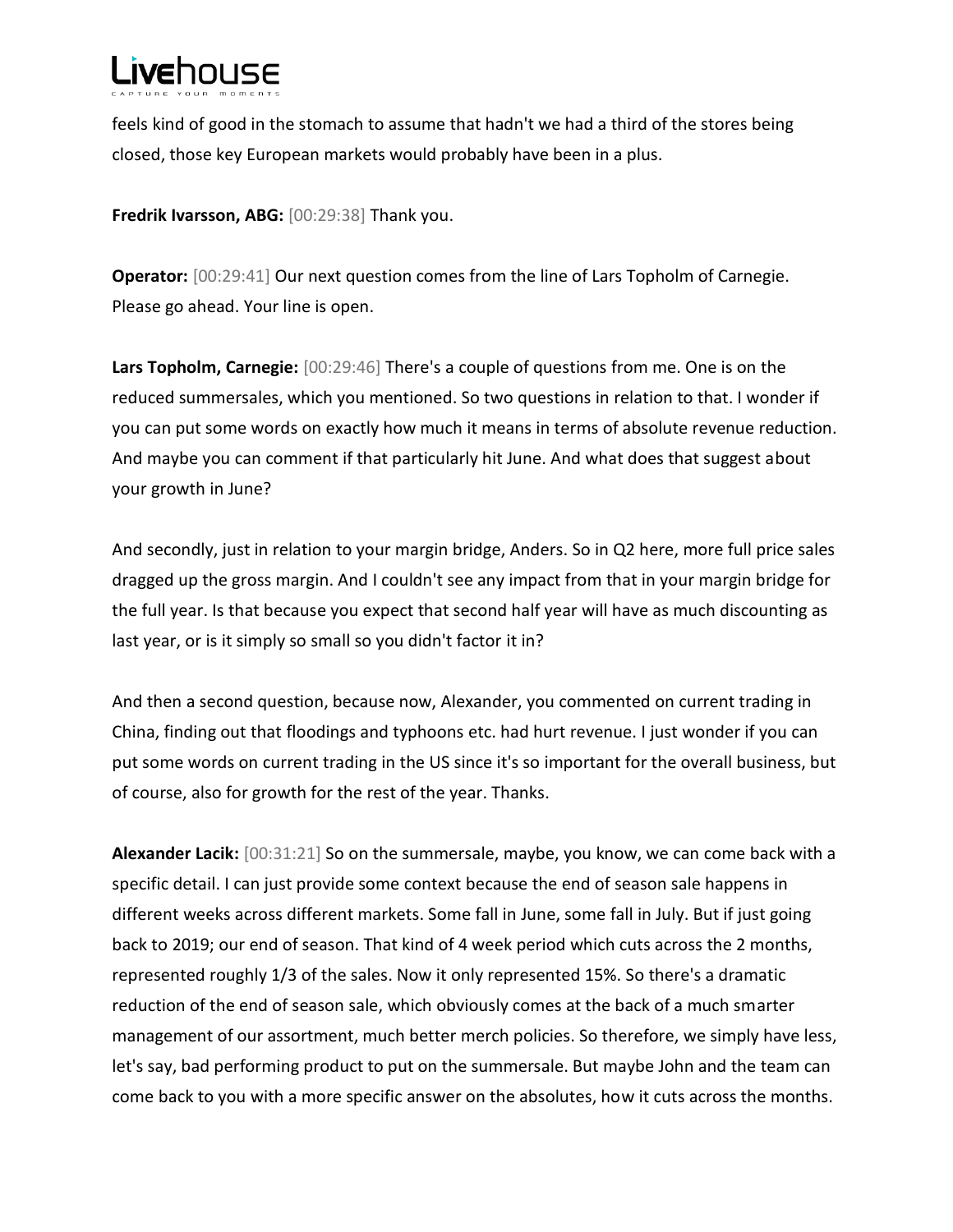feels kind of good in the stomach to assume that hadn't we had a third of the stores being closed, those key European markets would probably have been in a plus.

**Fredrik Ivarsson, ABG:** [00:29:38] Thank you.

**Operator:** [00:29:41] Our next question comes from the line of Lars Topholm of Carnegie. Please go ahead. Your line is open.

**Lars Topholm, Carnegie:** [00:29:46] There's a couple of questions from me. One is on the reduced summersales, which you mentioned. So two questions in relation to that. I wonder if you can put some words on exactly how much it means in terms of absolute revenue reduction. And maybe you can comment if that particularly hit June. And what does that suggest about your growth in June?

And secondly, just in relation to your margin bridge, Anders. So in Q2 here, more full price sales dragged up the gross margin. And I couldn't see any impact from that in your margin bridge for the full year. Is that because you expect that second half year will have as much discounting as last year, or is it simply so small so you didn't factor it in?

And then a second question, because now, Alexander, you commented on current trading in China, finding out that floodings and typhoons etc. had hurt revenue. I just wonder if you can put some words on current trading in the US since it's so important for the overall business, but of course, also for growth for the rest of the year. Thanks.

**Alexander Lacik:** [00:31:21] So on the summersale, maybe, you know, we can come back with a specific detail. I can just provide some context because the end of season sale happens in different weeks across different markets. Some fall in June, some fall in July. But if just going back to 2019; our end of season. That kind of 4 week period which cuts across the 2 months, represented roughly 1/3 of the sales. Now it only represented 15%. So there's a dramatic reduction of the end of season sale, which obviously comes at the back of a much smarter management of our assortment, much better merch policies. So therefore, we simply have less, let's say, bad performing product to put on the summersale. But maybe John and the team can come back to you with a more specific answer on the absolutes, how it cuts across the months.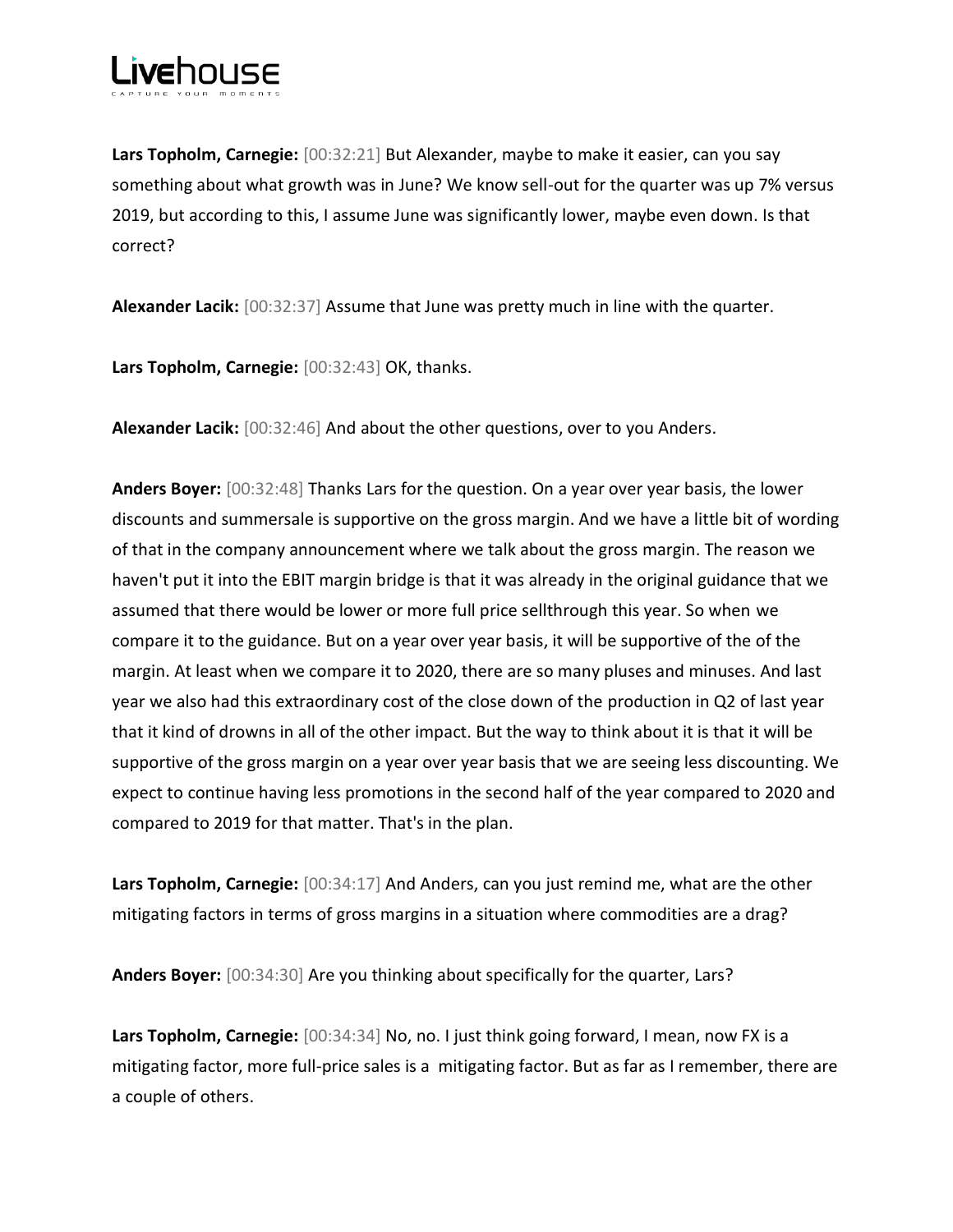**Lars Topholm, Carnegie:** [00:32:21] But Alexander, maybe to make it easier, can you say something about what growth was in June? We know sell-out for the quarter was up 7% versus 2019, but according to this, I assume June was significantly lower, maybe even down. Is that correct?

**Alexander Lacik:** [00:32:37] Assume that June was pretty much in line with the quarter.

**Lars Topholm, Carnegie:** [00:32:43] OK, thanks.

**Alexander Lacik:** [00:32:46] And about the other questions, over to you Anders.

**Anders Boyer:** [00:32:48] Thanks Lars for the question. On a year over year basis, the lower discounts and summersale is supportive on the gross margin. And we have a little bit of wording of that in the company announcement where we talk about the gross margin. The reason we haven't put it into the EBIT margin bridge is that it was already in the original guidance that we assumed that there would be lower or more full price sellthrough this year. So when we compare it to the guidance. But on a year over year basis, it will be supportive of the of the margin. At least when we compare it to 2020, there are so many pluses and minuses. And last year we also had this extraordinary cost of the close down of the production in Q2 of last year that it kind of drowns in all of the other impact. But the way to think about it is that it will be supportive of the gross margin on a year over year basis that we are seeing less discounting. We expect to continue having less promotions in the second half of the year compared to 2020 and compared to 2019 for that matter. That's in the plan.

**Lars Topholm, Carnegie:** [00:34:17] And Anders, can you just remind me, what are the other mitigating factors in terms of gross margins in a situation where commodities are a drag?

**Anders Boyer:** [00:34:30] Are you thinking about specifically for the quarter, Lars?

**Lars Topholm, Carnegie:** [00:34:34] No, no. I just think going forward, I mean, now FX is a mitigating factor, more full-price sales is a mitigating factor. But as far as I remember, there are a couple of others.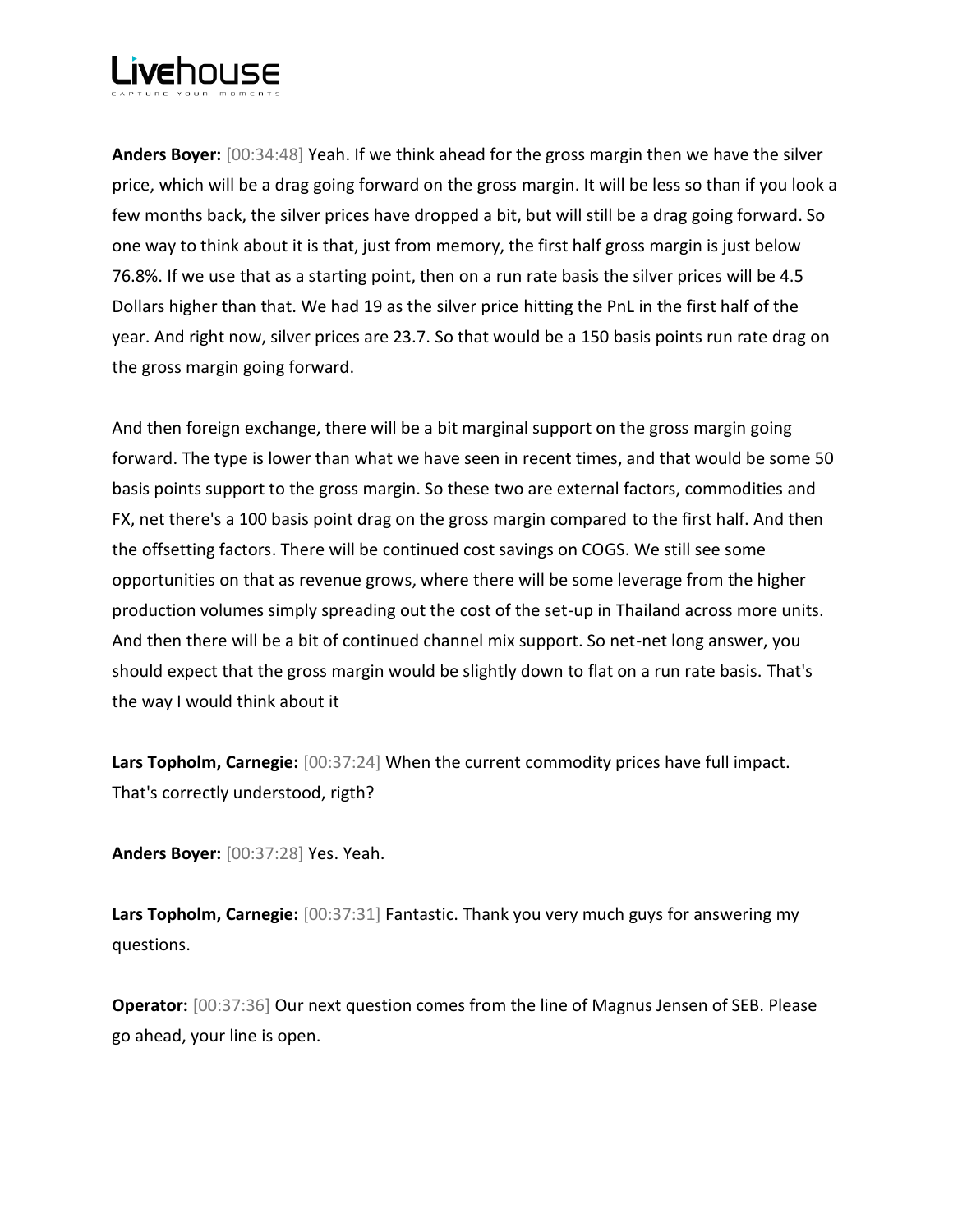**Anders Boyer:** [00:34:48] Yeah. If we think ahead for the gross margin then we have the silver price, which will be a drag going forward on the gross margin. It will be less so than if you look a few months back, the silver prices have dropped a bit, but will still be a drag going forward. So one way to think about it is that, just from memory, the first half gross margin is just below 76.8%. If we use that as a starting point, then on a run rate basis the silver prices will be 4.5 Dollars higher than that. We had 19 as the silver price hitting the PnL in the first half of the year. And right now, silver prices are 23.7. So that would be a 150 basis points run rate drag on the gross margin going forward.

And then foreign exchange, there will be a bit marginal support on the gross margin going forward. The type is lower than what we have seen in recent times, and that would be some 50 basis points support to the gross margin. So these two are external factors, commodities and FX, net there's a 100 basis point drag on the gross margin compared to the first half. And then the offsetting factors. There will be continued cost savings on COGS. We still see some opportunities on that as revenue grows, where there will be some leverage from the higher production volumes simply spreading out the cost of the set-up in Thailand across more units. And then there will be a bit of continued channel mix support. So net-net long answer, you should expect that the gross margin would be slightly down to flat on a run rate basis. That's the way I would think about it

**Lars Topholm, Carnegie:** [00:37:24] When the current commodity prices have full impact. That's correctly understood, rigth?

**Anders Boyer:** [00:37:28] Yes. Yeah.

**Lars Topholm, Carnegie:** [00:37:31] Fantastic. Thank you very much guys for answering my questions.

**Operator:** [00:37:36] Our next question comes from the line of Magnus Jensen of SEB. Please go ahead, your line is open.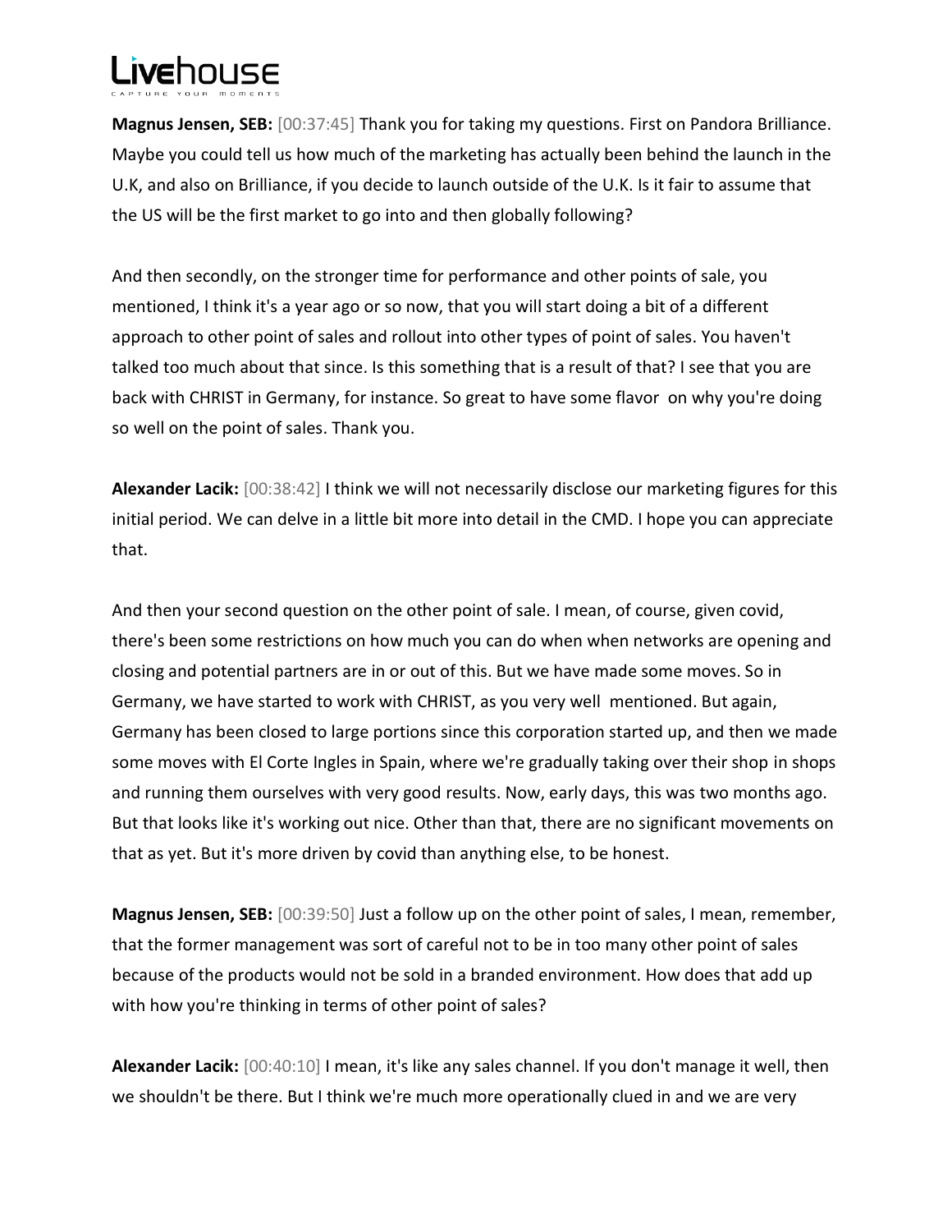**Magnus Jensen, SEB:** [00:37:45] Thank you for taking my questions. First on Pandora Brilliance. Maybe you could tell us how much of the marketing has actually been behind the launch in the U.K, and also on Brilliance, if you decide to launch outside of the U.K. Is it fair to assume that the US will be the first market to go into and then globally following?

And then secondly, on the stronger time for performance and other points of sale, you mentioned, I think it's a year ago or so now, that you will start doing a bit of a different approach to other point of sales and rollout into other types of point of sales. You haven't talked too much about that since. Is this something that is a result of that? I see that you are back with CHRIST in Germany, for instance. So great to have some flavor on why you're doing so well on the point of sales. Thank you.

**Alexander Lacik:** [00:38:42] I think we will not necessarily disclose our marketing figures for this initial period. We can delve in a little bit more into detail in the CMD. I hope you can appreciate that.

And then your second question on the other point of sale. I mean, of course, given covid, there's been some restrictions on how much you can do when when networks are opening and closing and potential partners are in or out of this. But we have made some moves. So in Germany, we have started to work with CHRIST, as you very well mentioned. But again, Germany has been closed to large portions since this corporation started up, and then we made some moves with El Corte Ingles in Spain, where we're gradually taking over their shop in shops and running them ourselves with very good results. Now, early days, this was two months ago. But that looks like it's working out nice. Other than that, there are no significant movements on that as yet. But it's more driven by covid than anything else, to be honest.

**Magnus Jensen, SEB:** [00:39:50] Just a follow up on the other point of sales, I mean, remember, that the former management was sort of careful not to be in too many other point of sales because of the products would not be sold in a branded environment. How does that add up with how you're thinking in terms of other point of sales?

**Alexander Lacik:** [00:40:10] I mean, it's like any sales channel. If you don't manage it well, then we shouldn't be there. But I think we're much more operationally clued in and we are very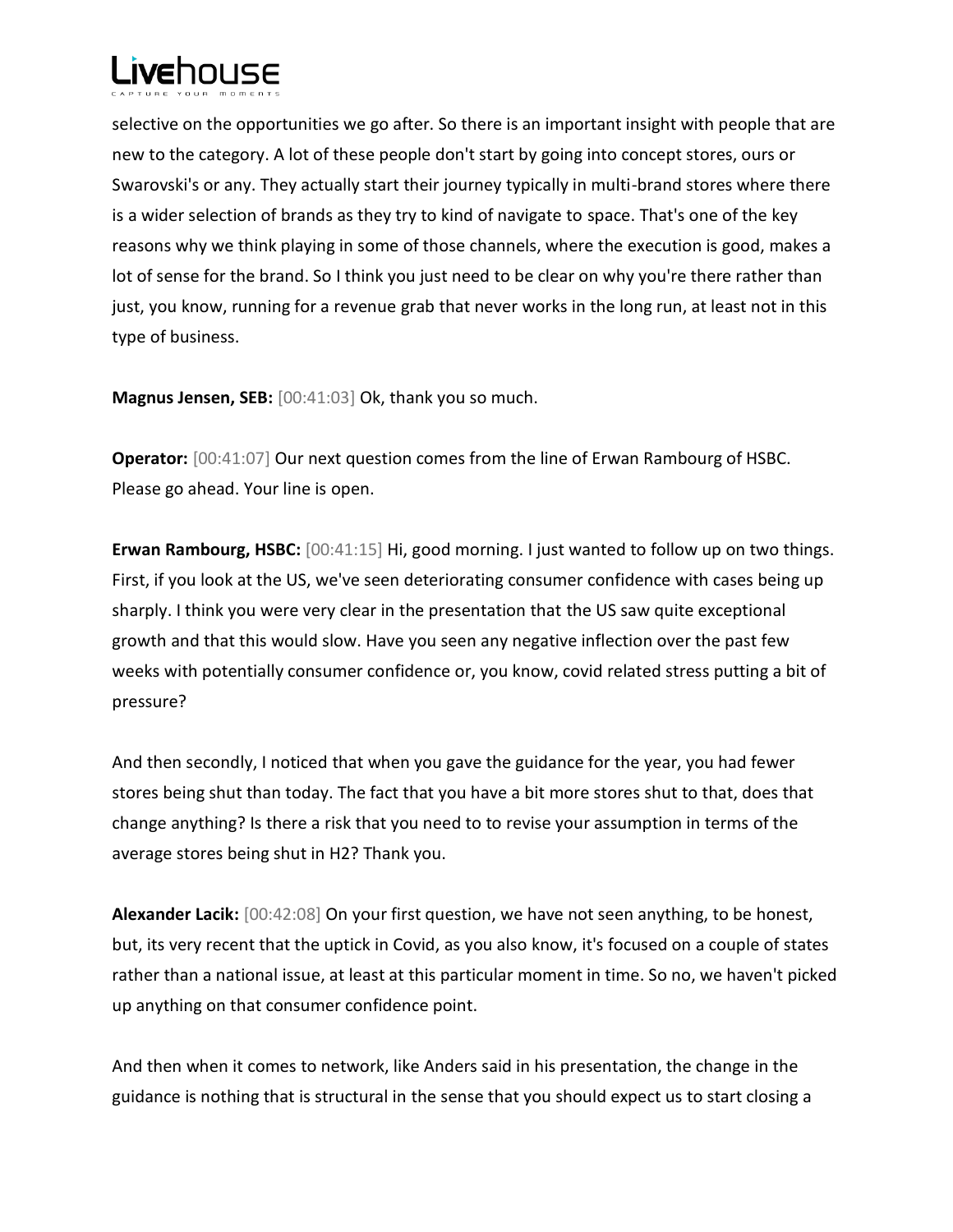selective on the opportunities we go after. So there is an important insight with people that are new to the category. A lot of these people don't start by going into concept stores, ours or Swarovski's or any. They actually start their journey typically in multi-brand stores where there is a wider selection of brands as they try to kind of navigate to space. That's one of the key reasons why we think playing in some of those channels, where the execution is good, makes a lot of sense for the brand. So I think you just need to be clear on why you're there rather than just, you know, running for a revenue grab that never works in the long run, at least not in this type of business.

**Magnus Jensen, SEB:** [00:41:03] Ok, thank you so much.

**Operator:** [00:41:07] Our next question comes from the line of Erwan Rambourg of HSBC. Please go ahead. Your line is open.

**Erwan Rambourg, HSBC:** [00:41:15] Hi, good morning. I just wanted to follow up on two things. First, if you look at the US, we've seen deteriorating consumer confidence with cases being up sharply. I think you were very clear in the presentation that the US saw quite exceptional growth and that this would slow. Have you seen any negative inflection over the past few weeks with potentially consumer confidence or, you know, covid related stress putting a bit of pressure?

And then secondly, I noticed that when you gave the guidance for the year, you had fewer stores being shut than today. The fact that you have a bit more stores shut to that, does that change anything? Is there a risk that you need to to revise your assumption in terms of the average stores being shut in H2? Thank you.

**Alexander Lacik:** [00:42:08] On your first question, we have not seen anything, to be honest, but, its very recent that the uptick in Covid, as you also know, it's focused on a couple of states rather than a national issue, at least at this particular moment in time. So no, we haven't picked up anything on that consumer confidence point.

And then when it comes to network, like Anders said in his presentation, the change in the guidance is nothing that is structural in the sense that you should expect us to start closing a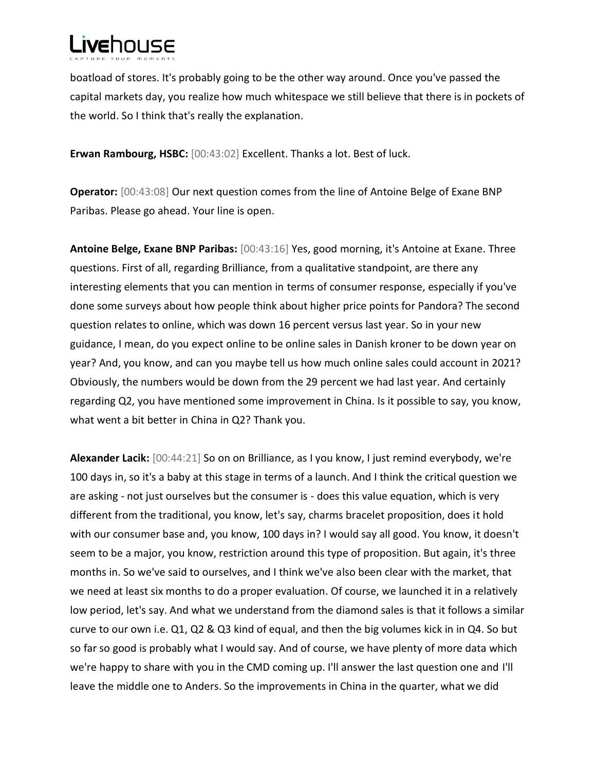boatload of stores. It's probably going to be the other way around. Once you've passed the capital markets day, you realize how much whitespace we still believe that there is in pockets of the world. So I think that's really the explanation.

**Erwan Rambourg, HSBC:** [00:43:02] Excellent. Thanks a lot. Best of luck.

**Operator:** [00:43:08] Our next question comes from the line of Antoine Belge of Exane BNP Paribas. Please go ahead. Your line is open.

**Antoine Belge, Exane BNP Paribas:** [00:43:16] Yes, good morning, it's Antoine at Exane. Three questions. First of all, regarding Brilliance, from a qualitative standpoint, are there any interesting elements that you can mention in terms of consumer response, especially if you've done some surveys about how people think about higher price points for Pandora? The second question relates to online, which was down 16 percent versus last year. So in your new guidance, I mean, do you expect online to be online sales in Danish kroner to be down year on year? And, you know, and can you maybe tell us how much online sales could account in 2021? Obviously, the numbers would be down from the 29 percent we had last year. And certainly regarding Q2, you have mentioned some improvement in China. Is it possible to say, you know, what went a bit better in China in Q2? Thank you.

**Alexander Lacik:** [00:44:21] So on on Brilliance, as I you know, I just remind everybody, we're 100 days in, so it's a baby at this stage in terms of a launch. And I think the critical question we are asking - not just ourselves but the consumer is - does this value equation, which is very different from the traditional, you know, let's say, charms bracelet proposition, does it hold with our consumer base and, you know, 100 days in? I would say all good. You know, it doesn't seem to be a major, you know, restriction around this type of proposition. But again, it's three months in. So we've said to ourselves, and I think we've also been clear with the market, that we need at least six months to do a proper evaluation. Of course, we launched it in a relatively low period, let's say. And what we understand from the diamond sales is that it follows a similar curve to our own i.e. Q1, Q2 & Q3 kind of equal, and then the big volumes kick in in Q4. So but so far so good is probably what I would say. And of course, we have plenty of more data which we're happy to share with you in the CMD coming up. I'll answer the last question one and I'll leave the middle one to Anders. So the improvements in China in the quarter, what we did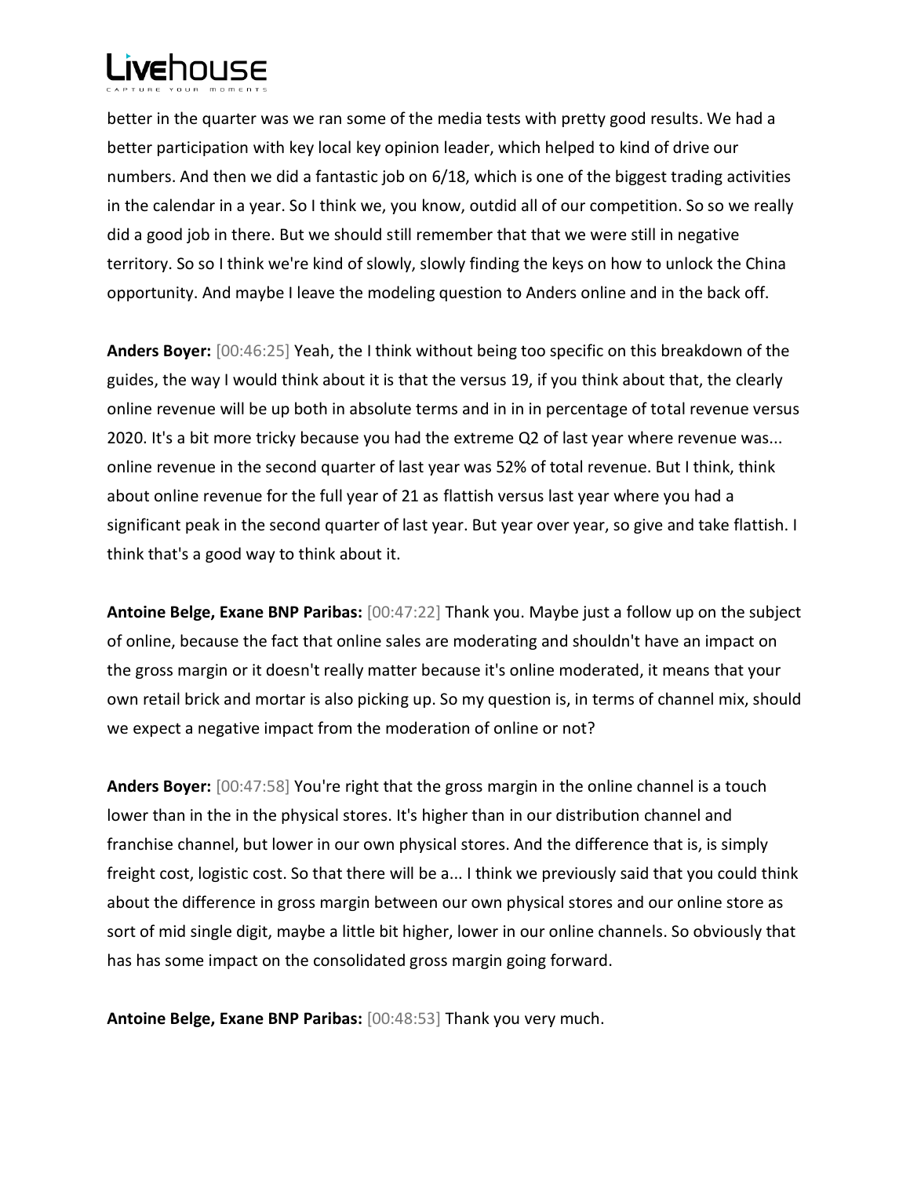better in the quarter was we ran some of the media tests with pretty good results. We had a better participation with key local key opinion leader, which helped to kind of drive our numbers. And then we did a fantastic job on 6/18, which is one of the biggest trading activities in the calendar in a year. So I think we, you know, outdid all of our competition. So so we really did a good job in there. But we should still remember that that we were still in negative territory. So so I think we're kind of slowly, slowly finding the keys on how to unlock the China opportunity. And maybe I leave the modeling question to Anders online and in the back off.

**Anders Boyer:** [00:46:25] Yeah, the I think without being too specific on this breakdown of the guides, the way I would think about it is that the versus 19, if you think about that, the clearly online revenue will be up both in absolute terms and in in in percentage of total revenue versus 2020. It's a bit more tricky because you had the extreme Q2 of last year where revenue was... online revenue in the second quarter of last year was 52% of total revenue. But I think, think about online revenue for the full year of 21 as flattish versus last year where you had a significant peak in the second quarter of last year. But year over year, so give and take flattish. I think that's a good way to think about it.

**Antoine Belge, Exane BNP Paribas:** [00:47:22] Thank you. Maybe just a follow up on the subject of online, because the fact that online sales are moderating and shouldn't have an impact on the gross margin or it doesn't really matter because it's online moderated, it means that your own retail brick and mortar is also picking up. So my question is, in terms of channel mix, should we expect a negative impact from the moderation of online or not?

**Anders Boyer:** [00:47:58] You're right that the gross margin in the online channel is a touch lower than in the in the physical stores. It's higher than in our distribution channel and franchise channel, but lower in our own physical stores. And the difference that is, is simply freight cost, logistic cost. So that there will be a... I think we previously said that you could think about the difference in gross margin between our own physical stores and our online store as sort of mid single digit, maybe a little bit higher, lower in our online channels. So obviously that has has some impact on the consolidated gross margin going forward.

**Antoine Belge, Exane BNP Paribas:** [00:48:53] Thank you very much.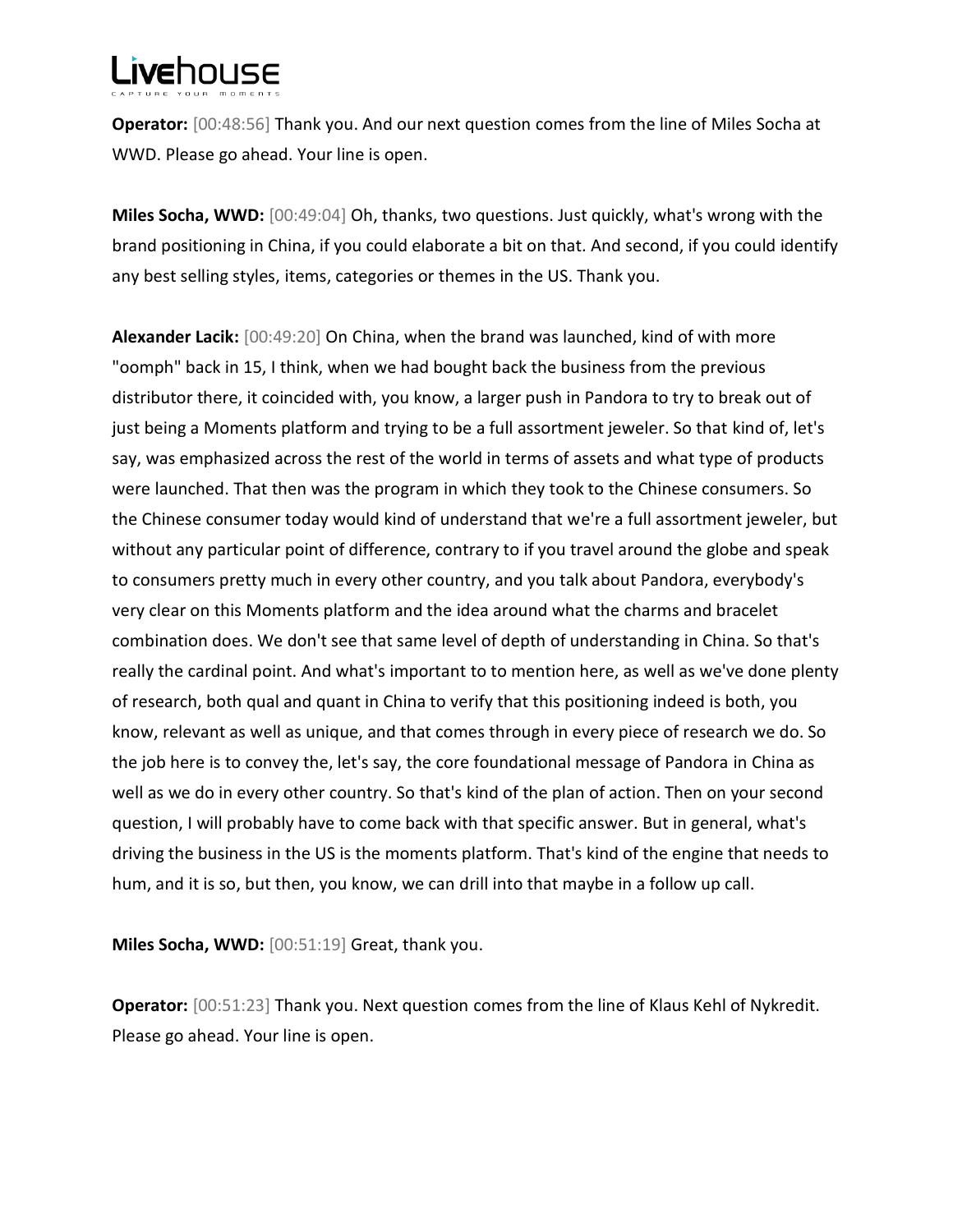**Operator:** [00:48:56] Thank you. And our next question comes from the line of Miles Socha at WWD. Please go ahead. Your line is open.

**Miles Socha, WWD:** [00:49:04] Oh, thanks, two questions. Just quickly, what's wrong with the brand positioning in China, if you could elaborate a bit on that. And second, if you could identify any best selling styles, items, categories or themes in the US. Thank you.

**Alexander Lacik:** [00:49:20] On China, when the brand was launched, kind of with more "oomph" back in 15, I think, when we had bought back the business from the previous distributor there, it coincided with, you know, a larger push in Pandora to try to break out of just being a Moments platform and trying to be a full assortment jeweler. So that kind of, let's say, was emphasized across the rest of the world in terms of assets and what type of products were launched. That then was the program in which they took to the Chinese consumers. So the Chinese consumer today would kind of understand that we're a full assortment jeweler, but without any particular point of difference, contrary to if you travel around the globe and speak to consumers pretty much in every other country, and you talk about Pandora, everybody's very clear on this Moments platform and the idea around what the charms and bracelet combination does. We don't see that same level of depth of understanding in China. So that's really the cardinal point. And what's important to to mention here, as well as we've done plenty of research, both qual and quant in China to verify that this positioning indeed is both, you know, relevant as well as unique, and that comes through in every piece of research we do. So the job here is to convey the, let's say, the core foundational message of Pandora in China as well as we do in every other country. So that's kind of the plan of action. Then on your second question, I will probably have to come back with that specific answer. But in general, what's driving the business in the US is the moments platform. That's kind of the engine that needs to hum, and it is so, but then, you know, we can drill into that maybe in a follow up call.

**Miles Socha, WWD:** [00:51:19] Great, thank you.

**Operator:** [00:51:23] Thank you. Next question comes from the line of Klaus Kehl of Nykredit. Please go ahead. Your line is open.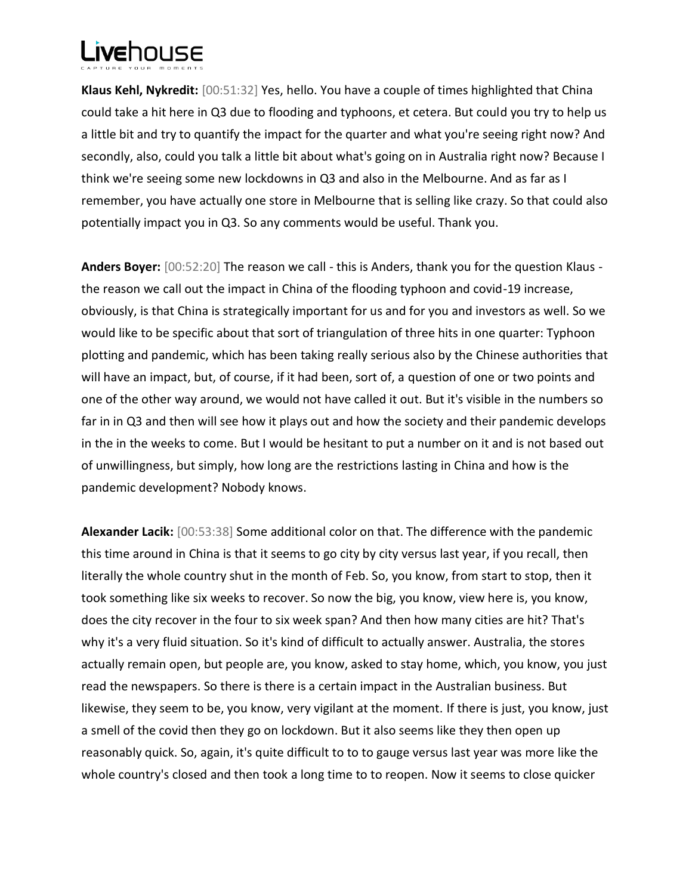**Klaus Kehl, Nykredit:** [00:51:32] Yes, hello. You have a couple of times highlighted that China could take a hit here in Q3 due to flooding and typhoons, et cetera. But could you try to help us a little bit and try to quantify the impact for the quarter and what you're seeing right now? And secondly, also, could you talk a little bit about what's going on in Australia right now? Because I think we're seeing some new lockdowns in Q3 and also in the Melbourne. And as far as I remember, you have actually one store in Melbourne that is selling like crazy. So that could also potentially impact you in Q3. So any comments would be useful. Thank you.

**Anders Boyer:** [00:52:20] The reason we call - this is Anders, thank you for the question Klaus - the reason we call out the impact in China of the flooding typhoon and covid-19 increase, obviously, is that China is strategically important for us and for you and investors as well. So we would like to be specific about that sort of triangulation of three hits in one quarter: Typhoon plotting and pandemic, which has been taking really serious also by the Chinese authorities that will have an impact, but, of course, if it had been, sort of, a question of one or two points and one of the other way around, we would not have called it out. But it's visible in the numbers so far in in Q3 and then will see how it plays out and how the society and their pandemic develops in the in the weeks to come. But I would be hesitant to put a number on it and is not based out of unwillingness, but simply, how long are the restrictions lasting in China and how is the pandemic development? Nobody knows.

**Alexander Lacik:** [00:53:38] Some additional color on that. The difference with the pandemic this time around in China is that it seems to go city by city versus last year, if you recall, then literally the whole country shut in the month of Feb. So, you know, from start to stop, then it took something like six weeks to recover. So now the big, you know, view here is, you know, does the city recover in the four to six week span? And then how many cities are hit? That's why it's a very fluid situation. So it's kind of difficult to actually answer. Australia, the stores actually remain open, but people are, you know, asked to stay home, which, you know, you just read the newspapers. So there is there is a certain impact in the Australian business. But likewise, they seem to be, you know, very vigilant at the moment. If there is just, you know, just a smell of the covid then they go on lockdown. But it also seems like they then open up reasonably quick. So, again, it's quite difficult to to to gauge versus last year was more like the whole country's closed and then took a long time to to reopen. Now it seems to close quicker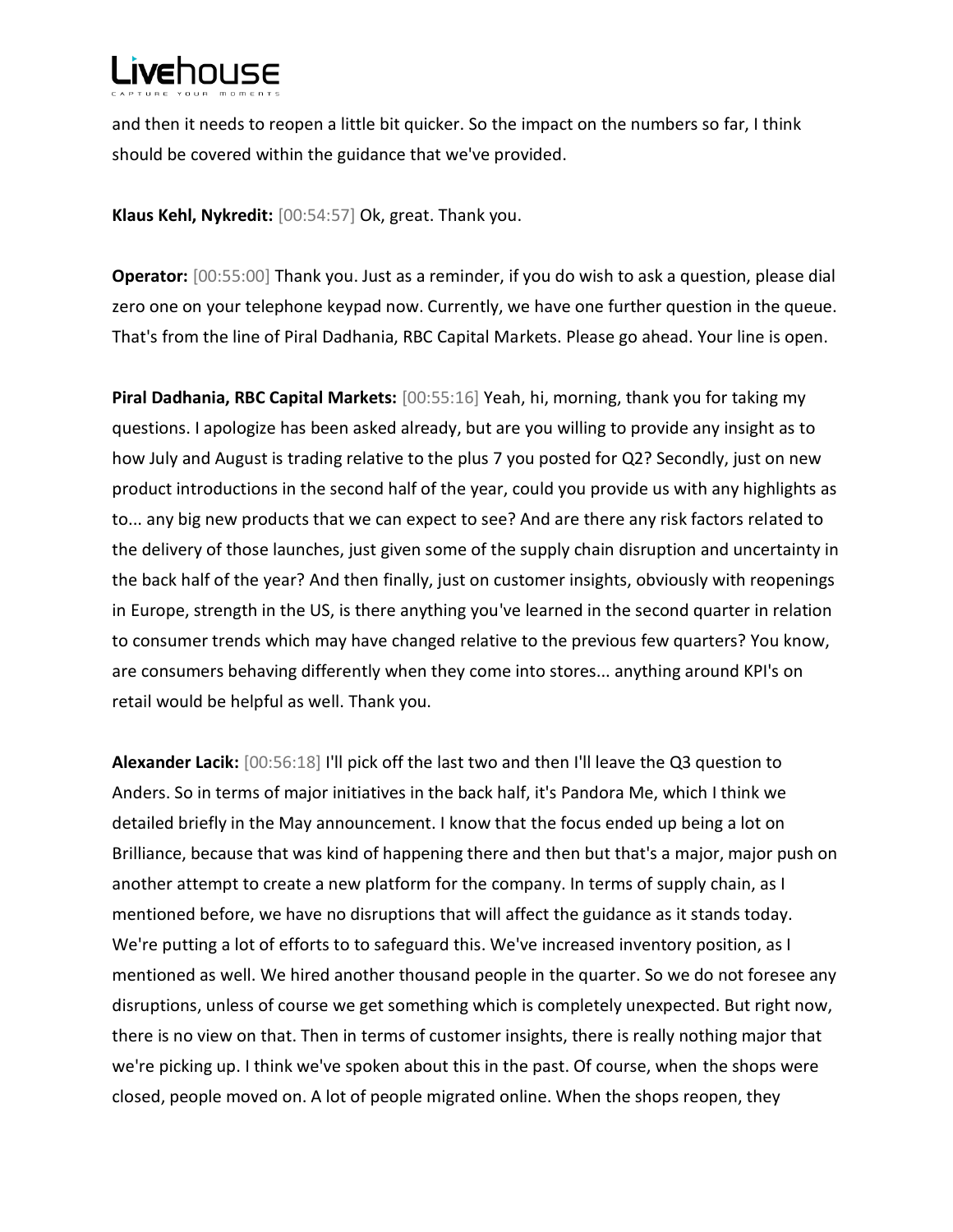and then it needs to reopen a little bit quicker. So the impact on the numbers so far, I think should be covered within the guidance that we've provided.

**Klaus Kehl, Nykredit:** [00:54:57] Ok, great. Thank you.

**Operator:** [00:55:00] Thank you. Just as a reminder, if you do wish to ask a question, please dial zero one on your telephone keypad now. Currently, we have one further question in the queue. That's from the line of Piral Dadhania, RBC Capital Markets. Please go ahead. Your line is open.

**Piral Dadhania, RBC Capital Markets:** [00:55:16] Yeah, hi, morning, thank you for taking my questions. I apologize has been asked already, but are you willing to provide any insight as to how July and August is trading relative to the plus 7 you posted for Q2? Secondly, just on new product introductions in the second half of the year, could you provide us with any highlights as to... any big new products that we can expect to see? And are there any risk factors related to the delivery of those launches, just given some of the supply chain disruption and uncertainty in the back half of the year? And then finally, just on customer insights, obviously with reopenings in Europe, strength in the US, is there anything you've learned in the second quarter in relation to consumer trends which may have changed relative to the previous few quarters? You know, are consumers behaving differently when they come into stores... anything around KPI's on retail would be helpful as well. Thank you.

**Alexander Lacik:** [00:56:18] I'll pick off the last two and then I'll leave the Q3 question to Anders. So in terms of major initiatives in the back half, it's Pandora Me, which I think we detailed briefly in the May announcement. I know that the focus ended up being a lot on Brilliance, because that was kind of happening there and then but that's a major, major push on another attempt to create a new platform for the company. In terms of supply chain, as I mentioned before, we have no disruptions that will affect the guidance as it stands today. We're putting a lot of efforts to to safeguard this. We've increased inventory position, as I mentioned as well. We hired another thousand people in the quarter. So we do not foresee any disruptions, unless of course we get something which is completely unexpected. But right now, there is no view on that. Then in terms of customer insights, there is really nothing major that we're picking up. I think we've spoken about this in the past. Of course, when the shops were closed, people moved on. A lot of people migrated online. When the shops reopen, they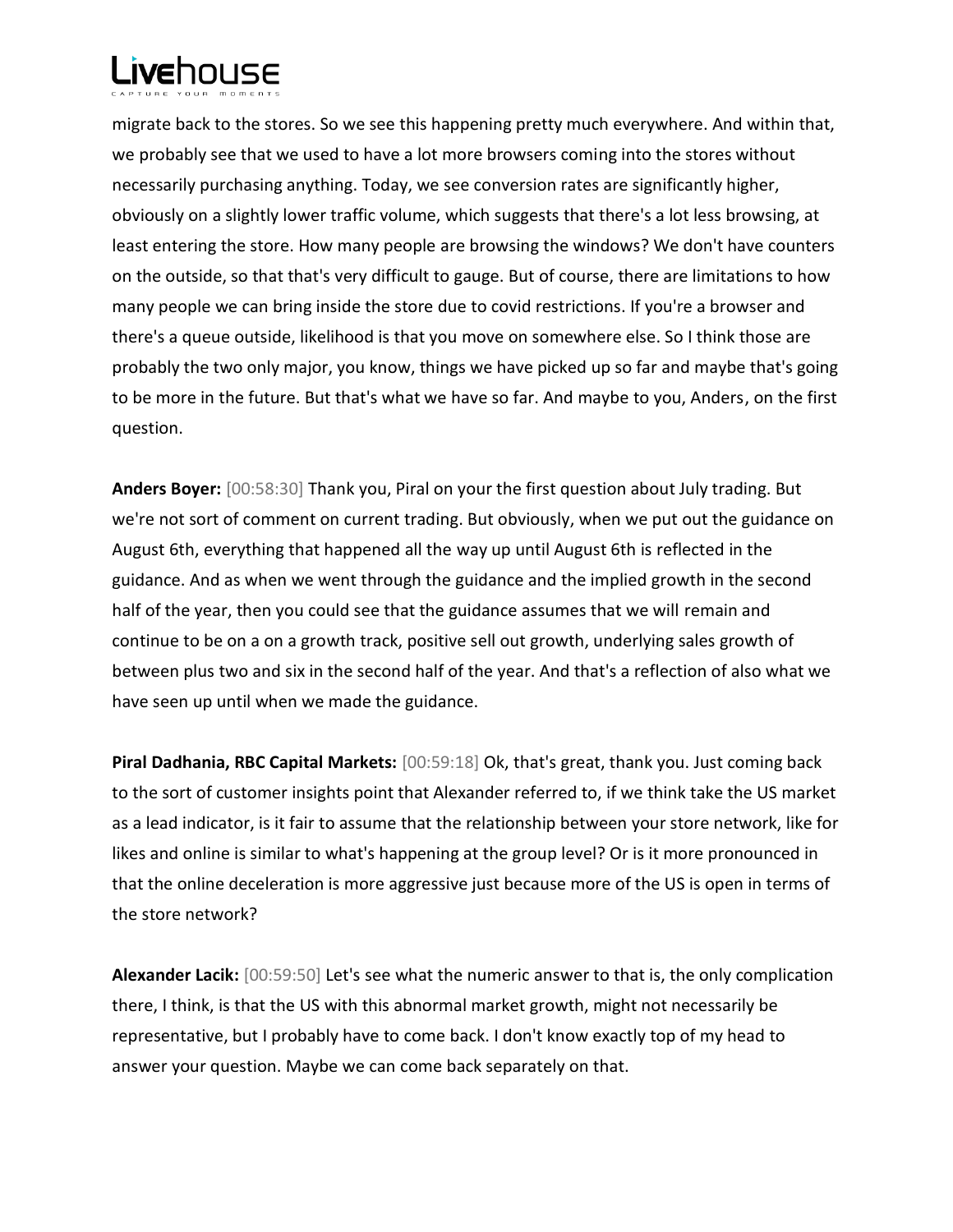migrate back to the stores. So we see this happening pretty much everywhere. And within that, we probably see that we used to have a lot more browsers coming into the stores without necessarily purchasing anything. Today, we see conversion rates are significantly higher, obviously on a slightly lower traffic volume, which suggests that there's a lot less browsing, at least entering the store. How many people are browsing the windows? We don't have counters on the outside, so that that's very difficult to gauge. But of course, there are limitations to how many people we can bring inside the store due to covid restrictions. If you're a browser and there's a queue outside, likelihood is that you move on somewhere else. So I think those are probably the two only major, you know, things we have picked up so far and maybe that's going to be more in the future. But that's what we have so far. And maybe to you, Anders, on the first question.

**Anders Boyer:** [00:58:30] Thank you, Piral on your the first question about July trading. But we're not sort of comment on current trading. But obviously, when we put out the guidance on August 6th, everything that happened all the way up until August 6th is reflected in the guidance. And as when we went through the guidance and the implied growth in the second half of the year, then you could see that the guidance assumes that we will remain and continue to be on a on a growth track, positive sell out growth, underlying sales growth of between plus two and six in the second half of the year. And that's a reflection of also what we have seen up until when we made the guidance.

**Piral Dadhania, RBC Capital Markets:** [00:59:18] Ok, that's great, thank you. Just coming back to the sort of customer insights point that Alexander referred to, if we think take the US market as a lead indicator, is it fair to assume that the relationship between your store network, like for likes and online is similar to what's happening at the group level? Or is it more pronounced in that the online deceleration is more aggressive just because more of the US is open in terms of the store network?

**Alexander Lacik:** [00:59:50] Let's see what the numeric answer to that is, the only complication there, I think, is that the US with this abnormal market growth, might not necessarily be representative, but I probably have to come back. I don't know exactly top of my head to answer your question. Maybe we can come back separately on that.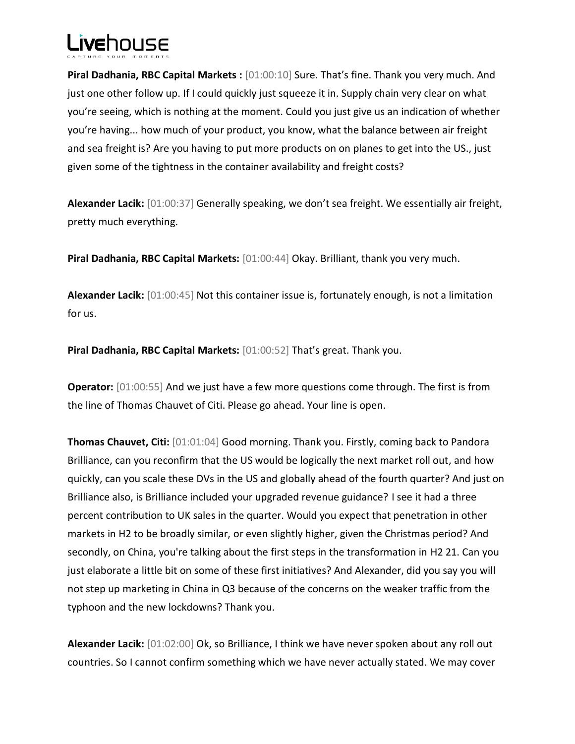**Piral Dadhania, RBC Capital Markets :** [01:00:10] Sure. That's fine. Thank you very much. And just one other follow up. If I could quickly just squeeze it in. Supply chain very clear on what you're seeing, which is nothing at the moment. Could you just give us an indication of whether you're having... how much of your product, you know, what the balance between air freight and sea freight is? Are you having to put more products on on planes to get into the US., just given some of the tightness in the container availability and freight costs?

**Alexander Lacik:** [01:00:37] Generally speaking, we don't sea freight. We essentially air freight, pretty much everything.

**Piral Dadhania, RBC Capital Markets:** [01:00:44] Okay. Brilliant, thank you very much.

**Alexander Lacik:** [01:00:45] Not this container issue is, fortunately enough, is not a limitation for us.

**Piral Dadhania, RBC Capital Markets:** [01:00:52] That's great. Thank you.

**Operator:** [01:00:55] And we just have a few more questions come through. The first is from the line of Thomas Chauvet of Citi. Please go ahead. Your line is open.

**Thomas Chauvet, Citi:** [01:01:04] Good morning. Thank you. Firstly, coming back to Pandora Brilliance, can you reconfirm that the US would be logically the next market roll out, and how quickly, can you scale these DVs in the US and globally ahead of the fourth quarter? And just on Brilliance also, is Brilliance included your upgraded revenue guidance? I see it had a three percent contribution to UK sales in the quarter. Would you expect that penetration in other markets in H2 to be broadly similar, or even slightly higher, given the Christmas period? And secondly, on China, you're talking about the first steps in the transformation in H2 21. Can you just elaborate a little bit on some of these first initiatives? And Alexander, did you say you will not step up marketing in China in Q3 because of the concerns on the weaker traffic from the typhoon and the new lockdowns? Thank you.

**Alexander Lacik:** [01:02:00] Ok, so Brilliance, I think we have never spoken about any roll out countries. So I cannot confirm something which we have never actually stated. We may cover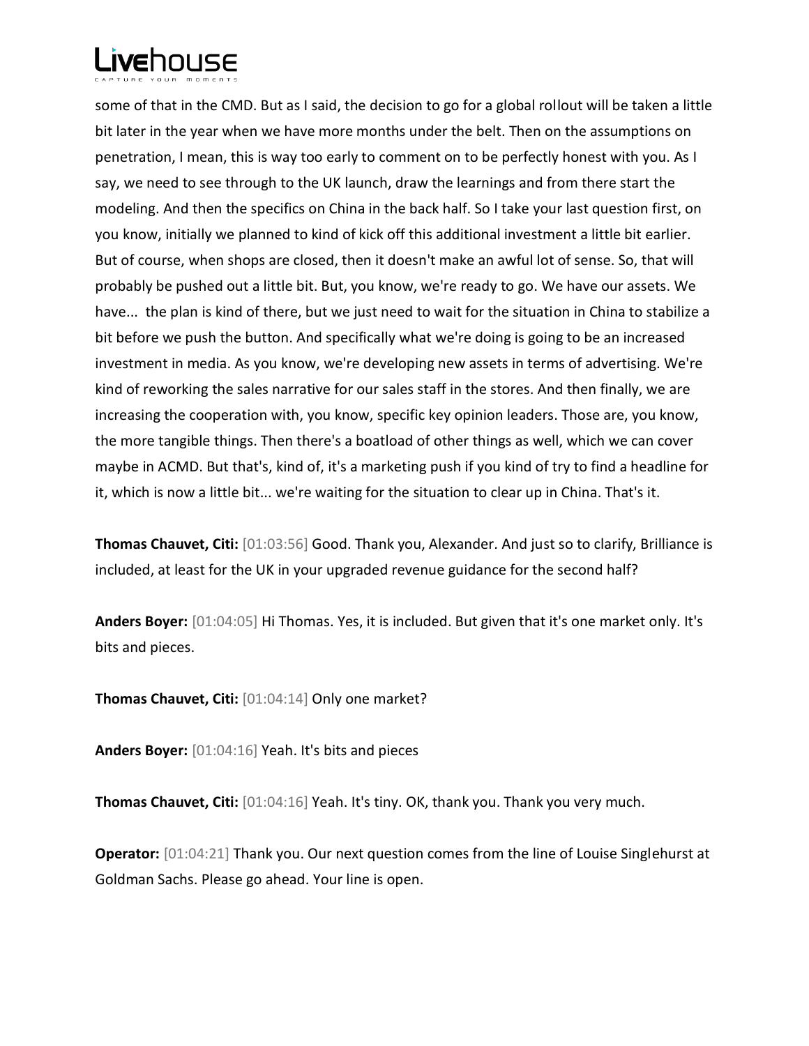some of that in the CMD. But as I said, the decision to go for a global rollout will be taken a little bit later in the year when we have more months under the belt. Then on the assumptions on penetration, I mean, this is way too early to comment on to be perfectly honest with you. As I say, we need to see through to the UK launch, draw the learnings and from there start the modeling. And then the specifics on China in the back half. So I take your last question first, on you know, initially we planned to kind of kick off this additional investment a little bit earlier. But of course, when shops are closed, then it doesn't make an awful lot of sense. So, that will probably be pushed out a little bit. But, you know, we're ready to go. We have our assets. We have... the plan is kind of there, but we just need to wait for the situation in China to stabilize a bit before we push the button. And specifically what we're doing is going to be an increased investment in media. As you know, we're developing new assets in terms of advertising. We're kind of reworking the sales narrative for our sales staff in the stores. And then finally, we are increasing the cooperation with, you know, specific key opinion leaders. Those are, you know, the more tangible things. Then there's a boatload of other things as well, which we can cover maybe in ACMD. But that's, kind of, it's a marketing push if you kind of try to find a headline for it, which is now a little bit... we're waiting for the situation to clear up in China. That's it.

**Thomas Chauvet, Citi:** [01:03:56] Good. Thank you, Alexander. And just so to clarify, Brilliance is included, at least for the UK in your upgraded revenue guidance for the second half?

**Anders Boyer:** [01:04:05] Hi Thomas. Yes, it is included. But given that it's one market only. It's bits and pieces.

**Thomas Chauvet, Citi:** [01:04:14] Only one market?

**Anders Boyer:** [01:04:16] Yeah. It's bits and pieces

**Thomas Chauvet, Citi:** [01:04:16] Yeah. It's tiny. OK, thank you. Thank you very much.

**Operator:** [01:04:21] Thank you. Our next question comes from the line of Louise Singlehurst at Goldman Sachs. Please go ahead. Your line is open.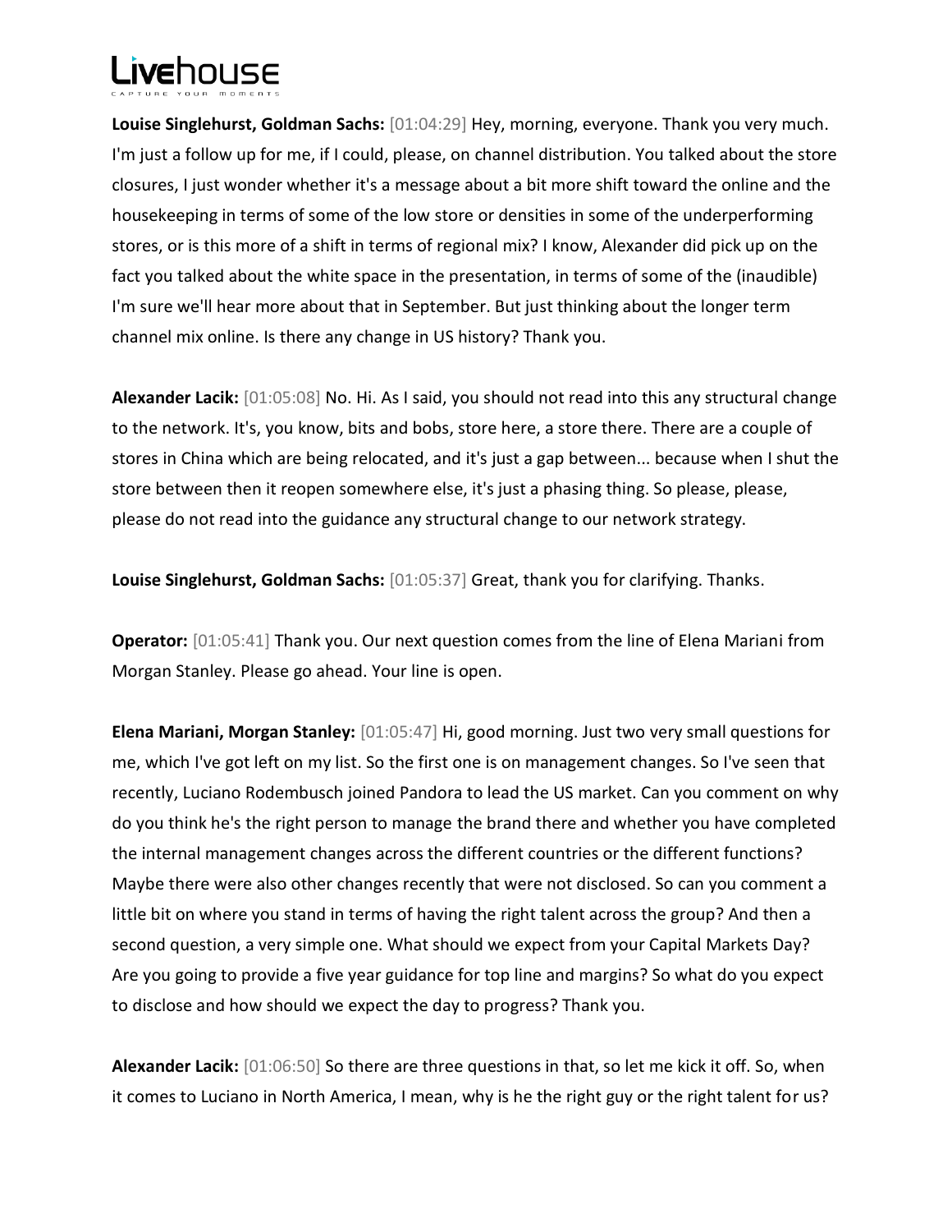**Louise Singlehurst, Goldman Sachs:** [01:04:29] Hey, morning, everyone. Thank you very much. I'm just a follow up for me, if I could, please, on channel distribution. You talked about the store closures, I just wonder whether it's a message about a bit more shift toward the online and the housekeeping in terms of some of the low store or densities in some of the underperforming stores, or is this more of a shift in terms of regional mix? I know, Alexander did pick up on the fact you talked about the white space in the presentation, in terms of some of the (inaudible) I'm sure we'll hear more about that in September. But just thinking about the longer term channel mix online. Is there any change in US history? Thank you.

**Alexander Lacik:** [01:05:08] No. Hi. As I said, you should not read into this any structural change to the network. It's, you know, bits and bobs, store here, a store there. There are a couple of stores in China which are being relocated, and it's just a gap between... because when I shut the store between then it reopen somewhere else, it's just a phasing thing. So please, please, please do not read into the guidance any structural change to our network strategy.

**Louise Singlehurst, Goldman Sachs:** [01:05:37] Great, thank you for clarifying. Thanks.

**Operator:** [01:05:41] Thank you. Our next question comes from the line of Elena Mariani from Morgan Stanley. Please go ahead. Your line is open.

**Elena Mariani, Morgan Stanley:** [01:05:47] Hi, good morning. Just two very small questions for me, which I've got left on my list. So the first one is on management changes. So I've seen that recently, Luciano Rodembusch joined Pandora to lead the US market. Can you comment on why do you think he's the right person to manage the brand there and whether you have completed the internal management changes across the different countries or the different functions? Maybe there were also other changes recently that were not disclosed. So can you comment a little bit on where you stand in terms of having the right talent across the group? And then a second question, a very simple one. What should we expect from your Capital Markets Day? Are you going to provide a five year guidance for top line and margins? So what do you expect to disclose and how should we expect the day to progress? Thank you.

**Alexander Lacik:** [01:06:50] So there are three questions in that, so let me kick it off. So, when it comes to Luciano in North America, I mean, why is he the right guy or the right talent for us?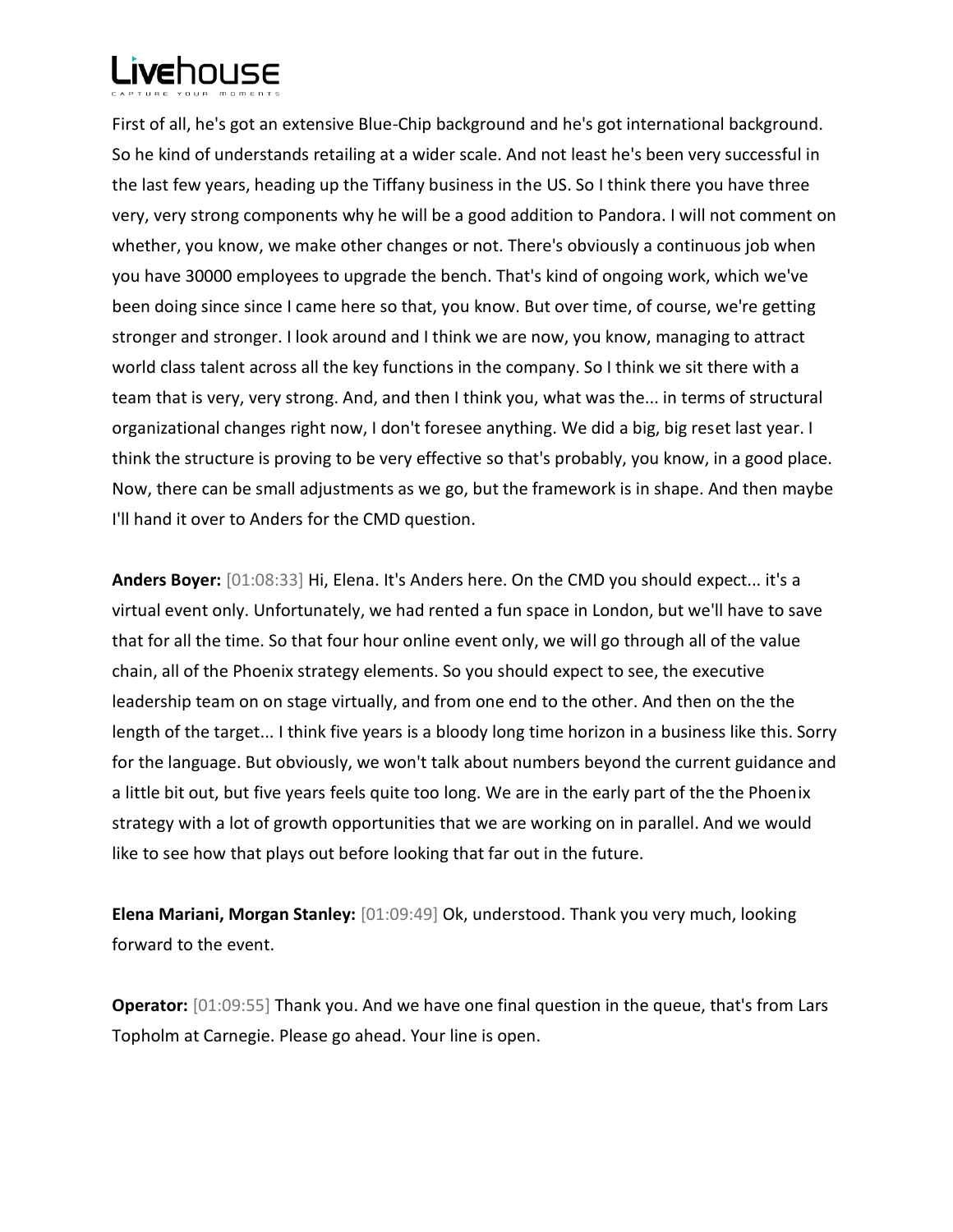First of all, he's got an extensive Blue-Chip background and he's got international background. So he kind of understands retailing at a wider scale. And not least he's been very successful in the last few years, heading up the Tiffany business in the US. So I think there you have three very, very strong components why he will be a good addition to Pandora. I will not comment on whether, you know, we make other changes or not. There's obviously a continuous job when you have 30000 employees to upgrade the bench. That's kind of ongoing work, which we've been doing since since I came here so that, you know. But over time, of course, we're getting stronger and stronger. I look around and I think we are now, you know, managing to attract world class talent across all the key functions in the company. So I think we sit there with a team that is very, very strong. And, and then I think you, what was the... in terms of structural organizational changes right now, I don't foresee anything. We did a big, big reset last year. I think the structure is proving to be very effective so that's probably, you know, in a good place. Now, there can be small adjustments as we go, but the framework is in shape. And then maybe I'll hand it over to Anders for the CMD question.

**Anders Boyer:** [01:08:33] Hi, Elena. It's Anders here. On the CMD you should expect... it's a virtual event only. Unfortunately, we had rented a fun space in London, but we'll have to save that for all the time. So that four hour online event only, we will go through all of the value chain, all of the Phoenix strategy elements. So you should expect to see, the executive leadership team on on stage virtually, and from one end to the other. And then on the the length of the target... I think five years is a bloody long time horizon in a business like this. Sorry for the language. But obviously, we won't talk about numbers beyond the current guidance and a little bit out, but five years feels quite too long. We are in the early part of the the Phoenix strategy with a lot of growth opportunities that we are working on in parallel. And we would like to see how that plays out before looking that far out in the future.

**Elena Mariani, Morgan Stanley:** [01:09:49] Ok, understood. Thank you very much, looking forward to the event.

**Operator:** [01:09:55] Thank you. And we have one final question in the queue, that's from Lars Topholm at Carnegie. Please go ahead. Your line is open.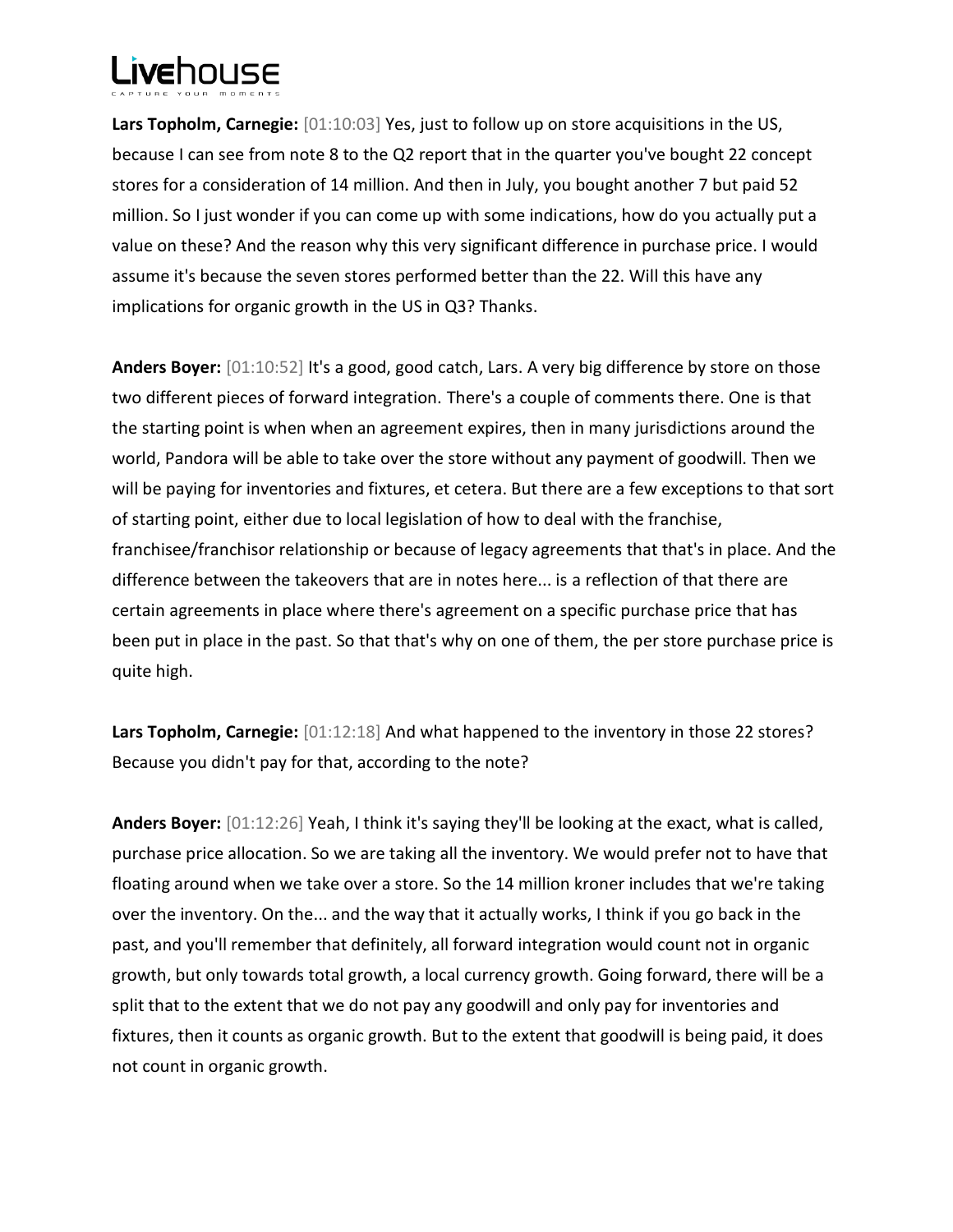**Lars Topholm, Carnegie:** [01:10:03] Yes, just to follow up on store acquisitions in the US, because I can see from note 8 to the Q2 report that in the quarter you've bought 22 concept stores for a consideration of 14 million. And then in July, you bought another 7 but paid 52 million. So I just wonder if you can come up with some indications, how do you actually put a value on these? And the reason why this very significant difference in purchase price. I would assume it's because the seven stores performed better than the 22. Will this have any implications for organic growth in the US in Q3? Thanks.

**Anders Boyer:** [01:10:52] It's a good, good catch, Lars. A very big difference by store on those two different pieces of forward integration. There's a couple of comments there. One is that the starting point is when when an agreement expires, then in many jurisdictions around the world, Pandora will be able to take over the store without any payment of goodwill. Then we will be paying for inventories and fixtures, et cetera. But there are a few exceptions to that sort of starting point, either due to local legislation of how to deal with the franchise, franchisee/franchisor relationship or because of legacy agreements that that's in place. And the difference between the takeovers that are in notes here... is a reflection of that there are certain agreements in place where there's agreement on a specific purchase price that has been put in place in the past. So that that's why on one of them, the per store purchase price is quite high.

**Lars Topholm, Carnegie:** [01:12:18] And what happened to the inventory in those 22 stores? Because you didn't pay for that, according to the note?

**Anders Boyer:** [01:12:26] Yeah, I think it's saying they'll be looking at the exact, what is called, purchase price allocation. So we are taking all the inventory. We would prefer not to have that floating around when we take over a store. So the 14 million kroner includes that we're taking over the inventory. On the... and the way that it actually works, I think if you go back in the past, and you'll remember that definitely, all forward integration would count not in organic growth, but only towards total growth, a local currency growth. Going forward, there will be a split that to the extent that we do not pay any goodwill and only pay for inventories and fixtures, then it counts as organic growth. But to the extent that goodwill is being paid, it does not count in organic growth.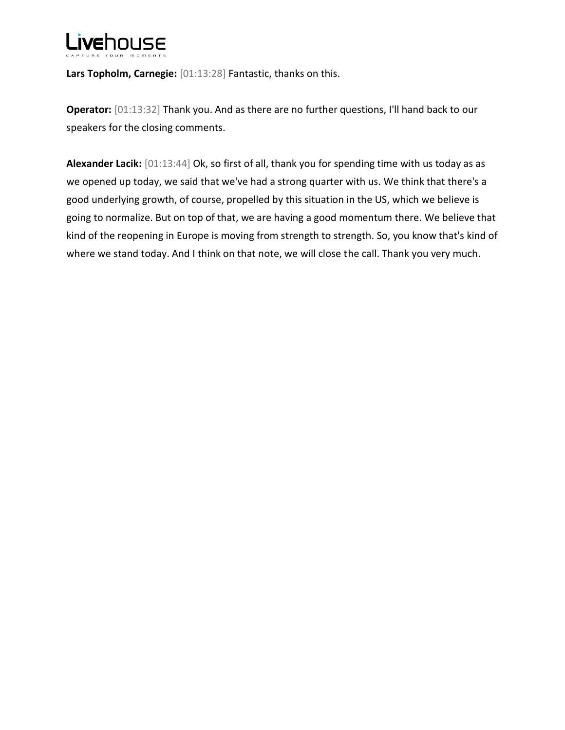**Lars Topholm, Carnegie:** [01:13:28] Fantastic, thanks on this.

**Operator:** [01:13:32] Thank you. And as there are no further questions, I'll hand back to our speakers for the closing comments.

**Alexander Lacik:** [01:13:44] Ok, so first of all, thank you for spending time with us today as as we opened up today, we said that we've had a strong quarter with us. We think that there's a good underlying growth, of course, propelled by this situation in the US, which we believe is going to normalize. But on top of that, we are having a good momentum there. We believe that kind of the reopening in Europe is moving from strength to strength. So, you know that's kind of where we stand today. And I think on that note, we will close the call. Thank you very much.